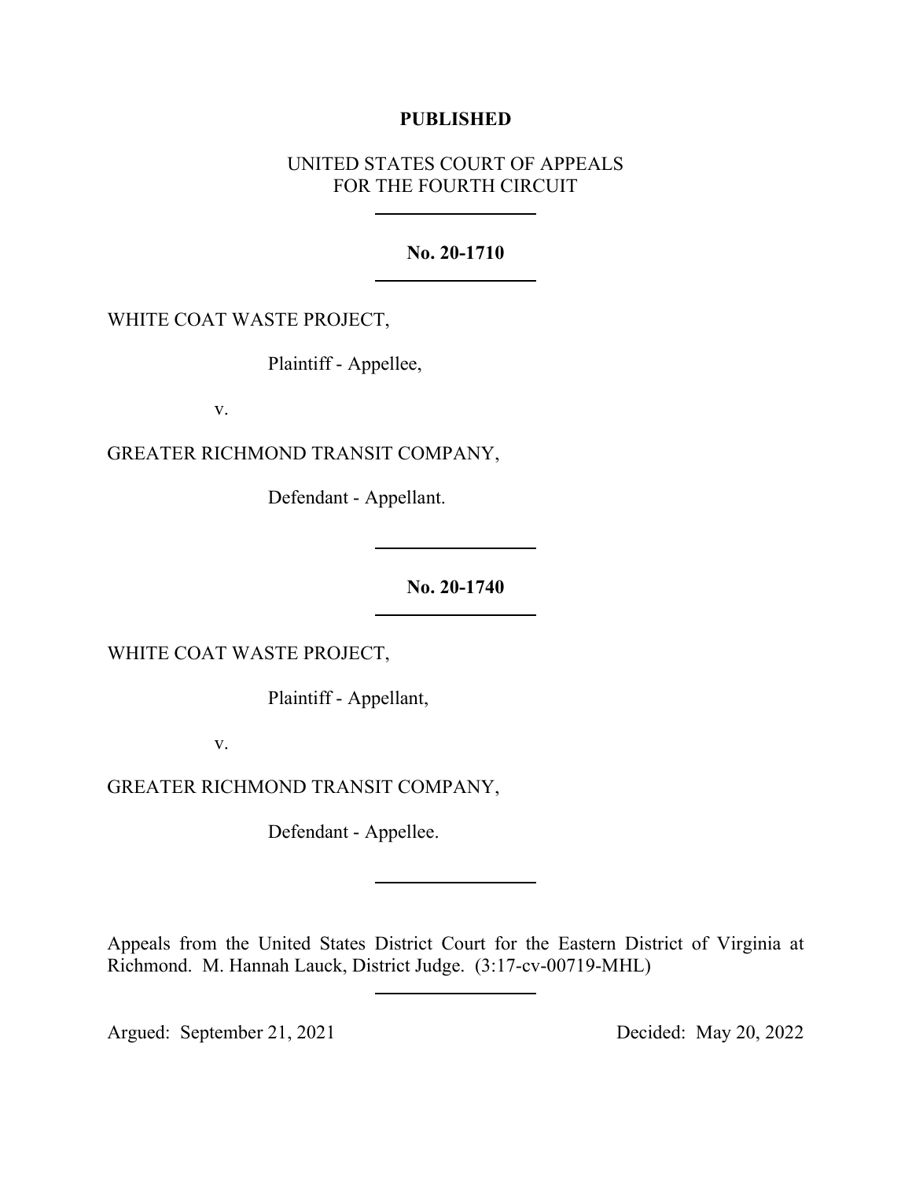**PUBLISHED**

UNITED STATES COURT OF APPEALS
FOR THE FOURTH CIRCUIT

---

**No. 20-1710**

---

WHITE COAT WASTE PROJECT,

Plaintiff - Appellee,

v.

GREATER RICHMOND TRANSIT COMPANY,

Defendant - Appellant.

---

**No. 20-1740**

---

WHITE COAT WASTE PROJECT,

Plaintiff - Appellant,

v.

GREATER RICHMOND TRANSIT COMPANY,

Defendant - Appellee.

---

Appeals from the United States District Court for the Eastern District of Virginia at Richmond. M. Hannah Lauck, District Judge. (3:17-cv-00719-MHL)

---

Argued: September 21, 2021 Decided: May 20, 2022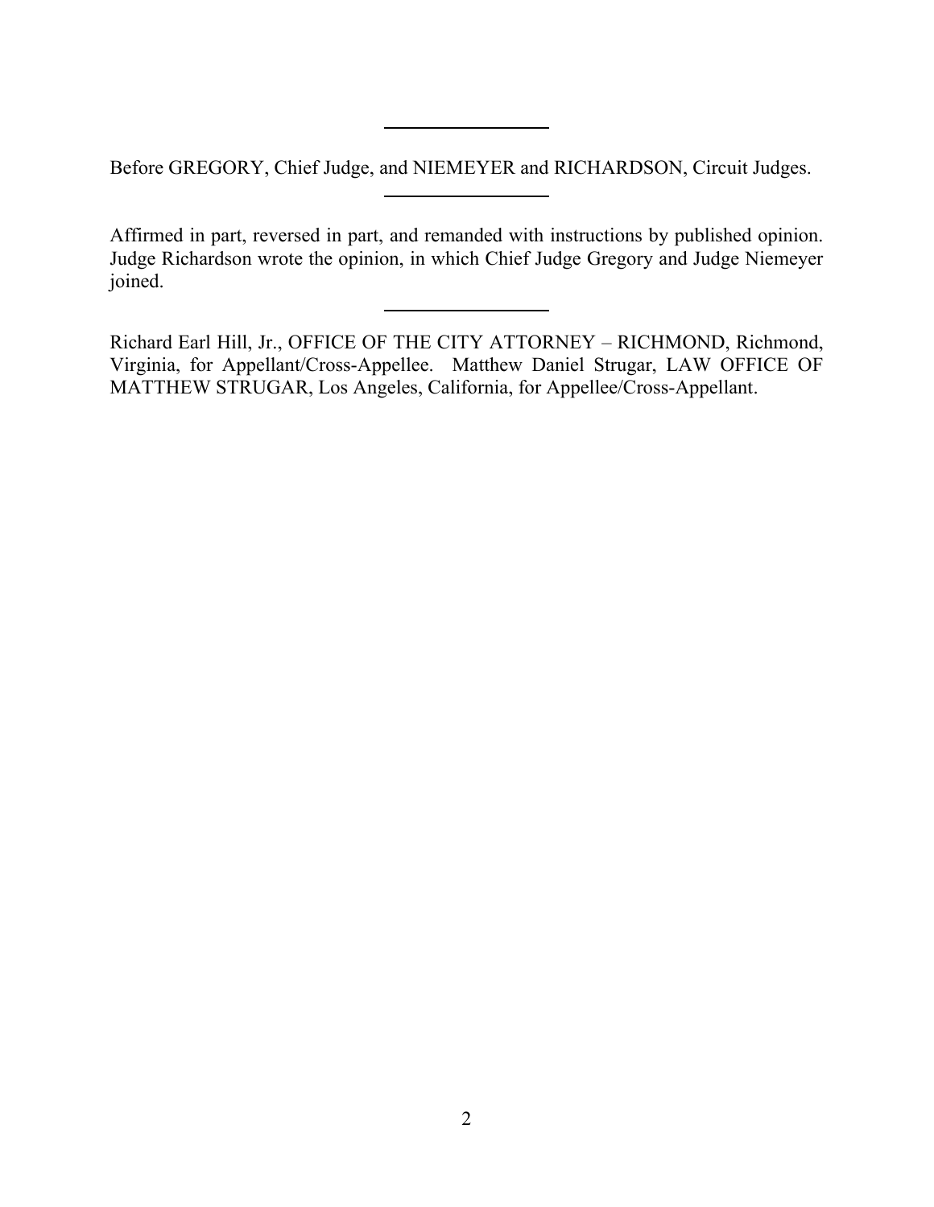Before GREGORY, Chief Judge, and NIEMEYER and RICHARDSON, Circuit Judges.

---

Affirmed in part, reversed in part, and remanded with instructions by published opinion. Judge Richardson wrote the opinion, in which Chief Judge Gregory and Judge Niemeyer joined.

---

Richard Earl Hill, Jr., OFFICE OF THE CITY ATTORNEY – RICHMOND, Richmond, Virginia, for Appellant/Cross-Appellee. Matthew Daniel Strugar, LAW OFFICE OF MATTHEW STRUGAR, Los Angeles, California, for Appellee/Cross-Appellant.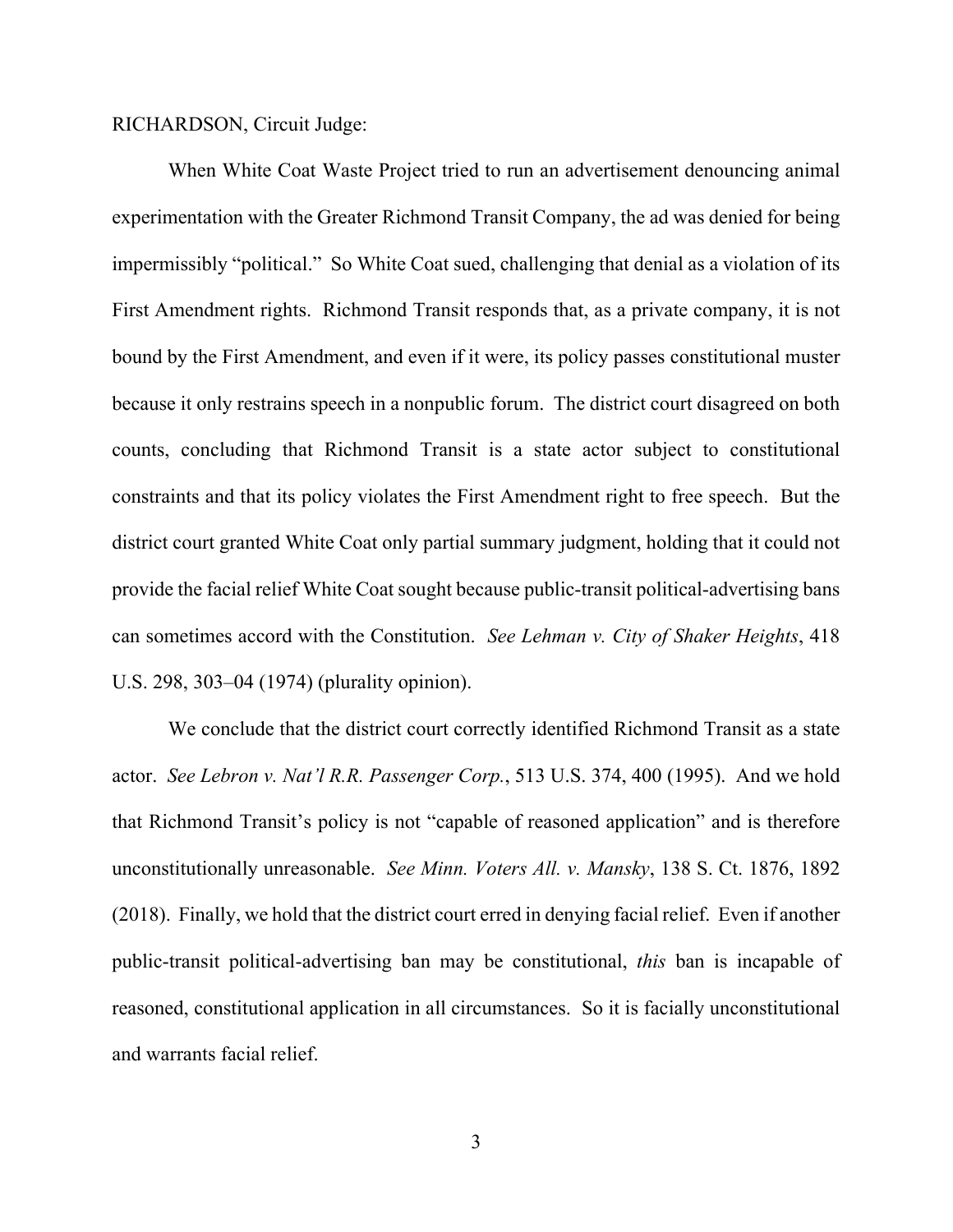RICHARDSON, Circuit Judge:

When White Coat Waste Project tried to run an advertisement denouncing animal experimentation with the Greater Richmond Transit Company, the ad was denied for being impermissibly "political." So White Coat sued, challenging that denial as a violation of its First Amendment rights. Richmond Transit responds that, as a private company, it is not bound by the First Amendment, and even if it were, its policy passes constitutional muster because it only restrains speech in a nonpublic forum. The district court disagreed on both counts, concluding that Richmond Transit is a state actor subject to constitutional constraints and that its policy violates the First Amendment right to free speech. But the district court granted White Coat only partial summary judgment, holding that it could not provide the facial relief White Coat sought because public-transit political-advertising bans can sometimes accord with the Constitution. *See Lehman v. City of Shaker Heights*, 418 U.S. 298, 303–04 (1974) (plurality opinion).

We conclude that the district court correctly identified Richmond Transit as a state actor. *See Lebron v. Nat'l R.R. Passenger Corp.*, 513 U.S. 374, 400 (1995). And we hold that Richmond Transit's policy is not "capable of reasoned application" and is therefore unconstitutionally unreasonable. *See Minn. Voters All. v. Mansky*, 138 S. Ct. 1876, 1892 (2018). Finally, we hold that the district court erred in denying facial relief. Even if another public-transit political-advertising ban may be constitutional, *this* ban is incapable of reasoned, constitutional application in all circumstances. So it is facially unconstitutional and warrants facial relief.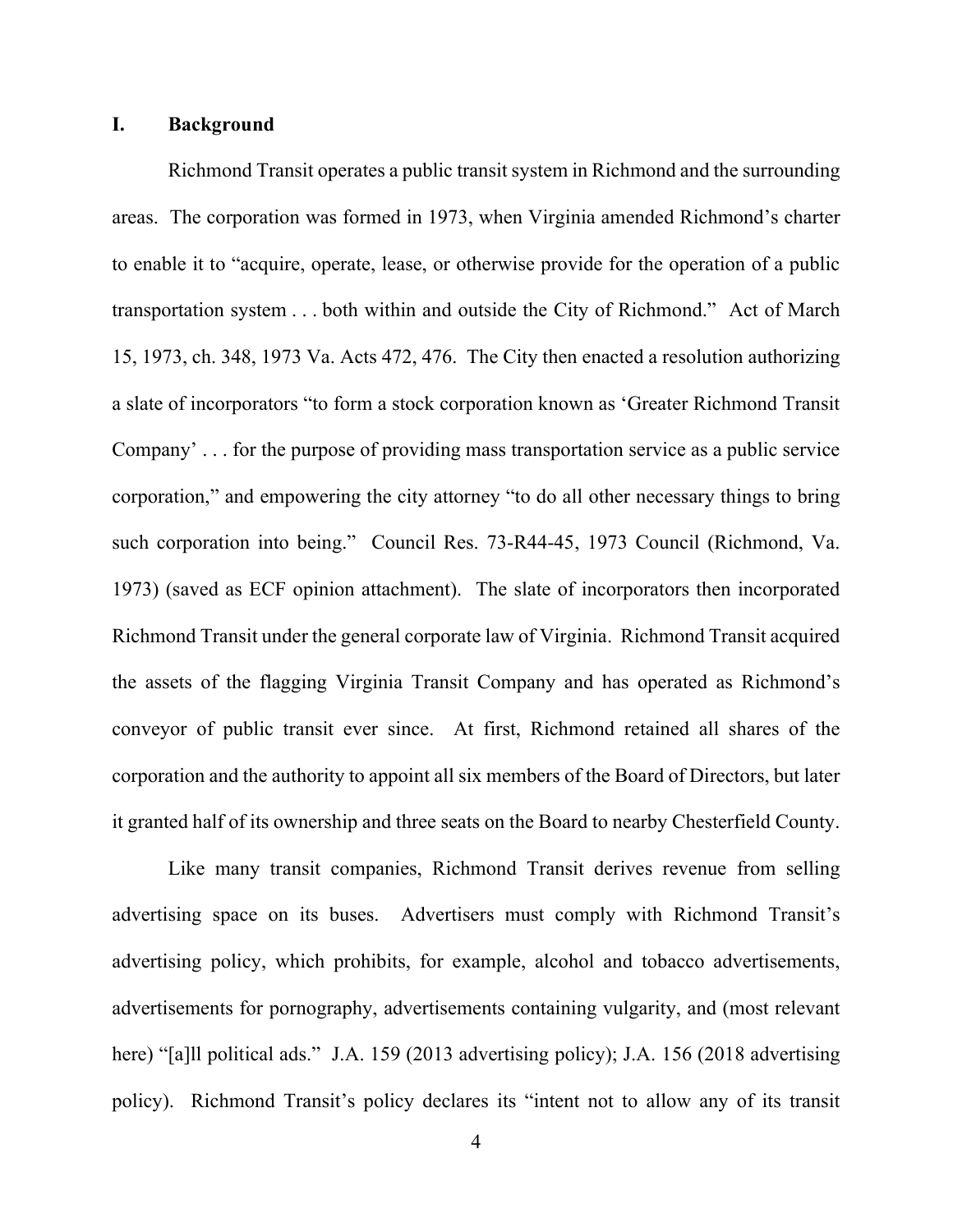## I. Background

Richmond Transit operates a public transit system in Richmond and the surrounding areas. The corporation was formed in 1973, when Virginia amended Richmond's charter to enable it to "acquire, operate, lease, or otherwise provide for the operation of a public transportation system . . . both within and outside the City of Richmond." Act of March 15, 1973, ch. 348, 1973 Va. Acts 472, 476. The City then enacted a resolution authorizing a slate of incorporators "to form a stock corporation known as 'Greater Richmond Transit Company' . . . for the purpose of providing mass transportation service as a public service corporation," and empowering the city attorney "to do all other necessary things to bring such corporation into being." Council Res. 73-R44-45, 1973 Council (Richmond, Va. 1973) (saved as ECF opinion attachment). The slate of incorporators then incorporated Richmond Transit under the general corporate law of Virginia. Richmond Transit acquired the assets of the flagging Virginia Transit Company and has operated as Richmond's conveyor of public transit ever since. At first, Richmond retained all shares of the corporation and the authority to appoint all six members of the Board of Directors, but later it granted half of its ownership and three seats on the Board to nearby Chesterfield County.

Like many transit companies, Richmond Transit derives revenue from selling advertising space on its buses. Advertisers must comply with Richmond Transit's advertising policy, which prohibits, for example, alcohol and tobacco advertisements, advertisements for pornography, advertisements containing vulgarity, and (most relevant here) "[a]ll political ads." J.A. 159 (2013 advertising policy); J.A. 156 (2018 advertising policy). Richmond Transit's policy declares its "intent not to allow any of its transit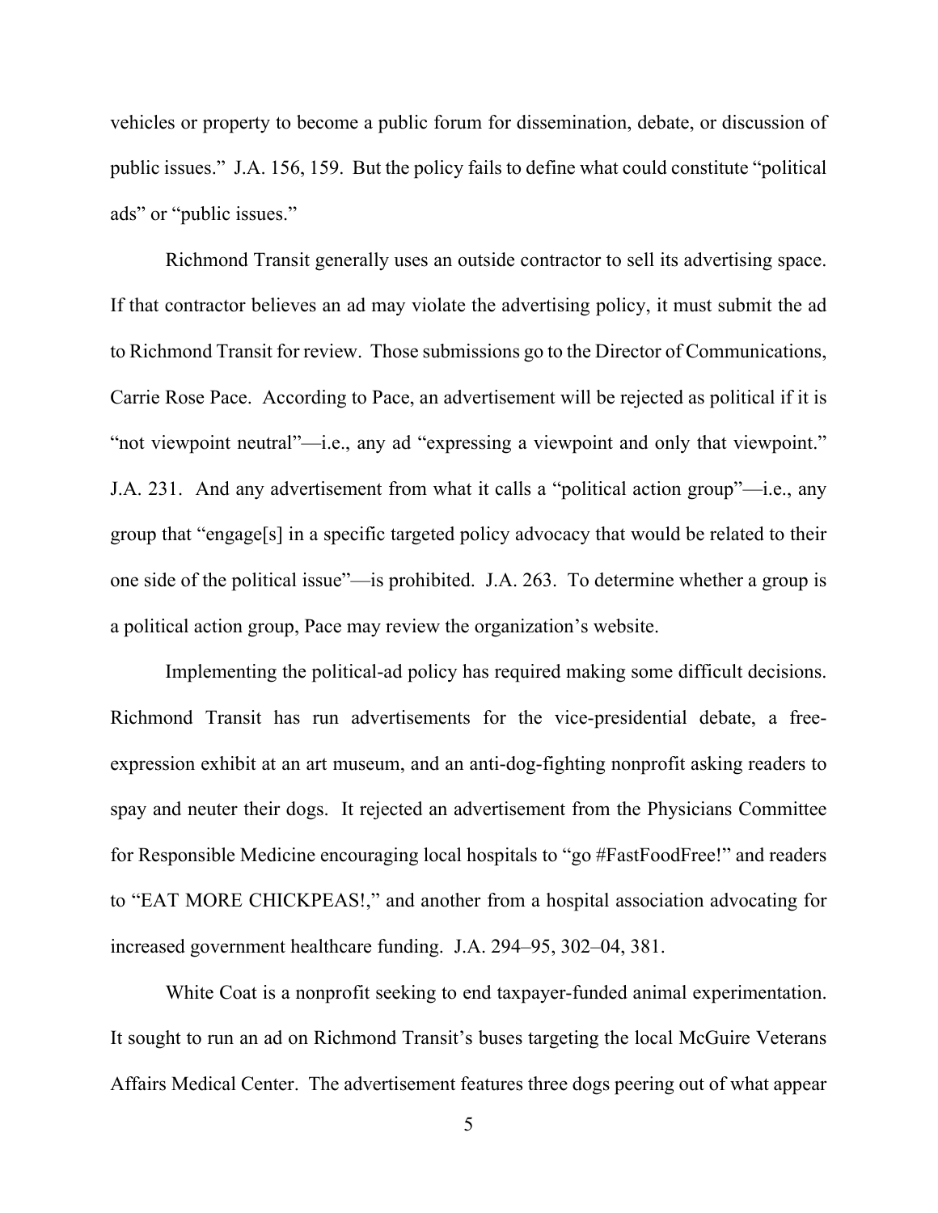vehicles or property to become a public forum for dissemination, debate, or discussion of public issues." J.A. 156, 159. But the policy fails to define what could constitute "political ads" or "public issues."

Richmond Transit generally uses an outside contractor to sell its advertising space. If that contractor believes an ad may violate the advertising policy, it must submit the ad to Richmond Transit for review. Those submissions go to the Director of Communications, Carrie Rose Pace. According to Pace, an advertisement will be rejected as political if it is "not viewpoint neutral"—i.e., any ad "expressing a viewpoint and only that viewpoint." J.A. 231. And any advertisement from what it calls a "political action group"—i.e., any group that "engage[s] in a specific targeted policy advocacy that would be related to their one side of the political issue"—is prohibited. J.A. 263. To determine whether a group is a political action group, Pace may review the organization's website.

Implementing the political-ad policy has required making some difficult decisions. Richmond Transit has run advertisements for the vice-presidential debate, a free-expression exhibit at an art museum, and an anti-dog-fighting nonprofit asking readers to spay and neuter their dogs. It rejected an advertisement from the Physicians Committee for Responsible Medicine encouraging local hospitals to "go #FastFoodFree!" and readers to "EAT MORE CHICKPEAS!," and another from a hospital association advocating for increased government healthcare funding. J.A. 294–95, 302–04, 381.

White Coat is a nonprofit seeking to end taxpayer-funded animal experimentation. It sought to run an ad on Richmond Transit's buses targeting the local McGuire Veterans Affairs Medical Center. The advertisement features three dogs peering out of what appear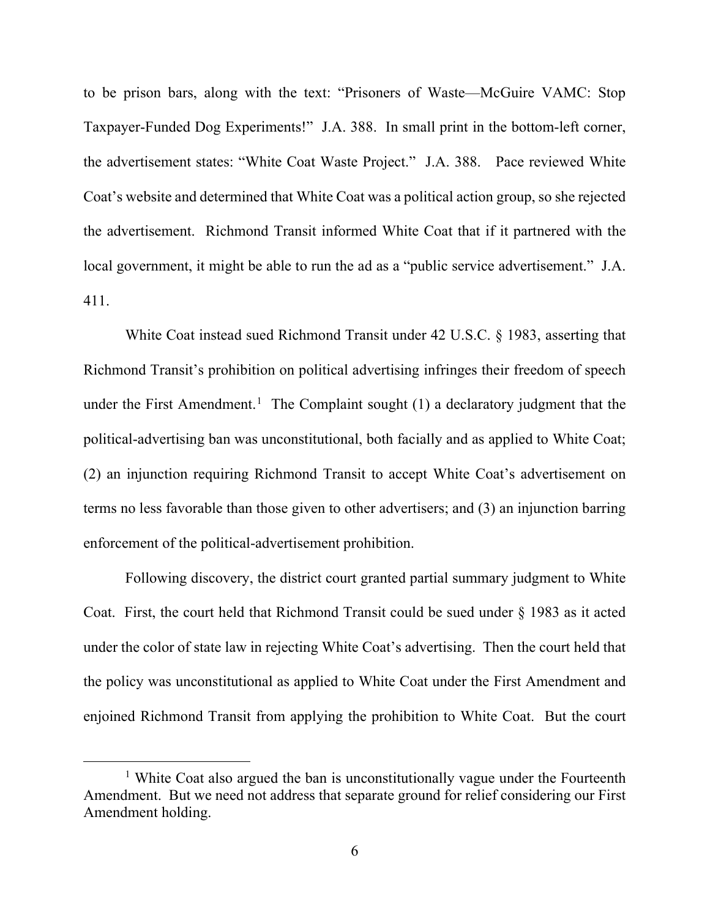to be prison bars, along with the text: "Prisoners of Waste—McGuire VAMC: Stop Taxpayer-Funded Dog Experiments!" J.A. 388. In small print in the bottom-left corner, the advertisement states: "White Coat Waste Project." J.A. 388. Pace reviewed White Coat's website and determined that White Coat was a political action group, so she rejected the advertisement. Richmond Transit informed White Coat that if it partnered with the local government, it might be able to run the ad as a "public service advertisement." J.A. 411.

White Coat instead sued Richmond Transit under 42 U.S.C. § 1983, asserting that Richmond Transit's prohibition on political advertising infringes their freedom of speech under the First Amendment.[1] The Complaint sought (1) a declaratory judgment that the political-advertising ban was unconstitutional, both facially and as applied to White Coat; (2) an injunction requiring Richmond Transit to accept White Coat's advertisement on terms no less favorable than those given to other advertisers; and (3) an injunction barring enforcement of the political-advertisement prohibition.

Following discovery, the district court granted partial summary judgment to White Coat. First, the court held that Richmond Transit could be sued under § 1983 as it acted under the color of state law in rejecting White Coat's advertising. Then the court held that the policy was unconstitutional as applied to White Coat under the First Amendment and enjoined Richmond Transit from applying the prohibition to White Coat. But the court

[1] White Coat also argued the ban is unconstitutionally vague under the Fourteenth Amendment. But we need not address that separate ground for relief considering our First Amendment holding.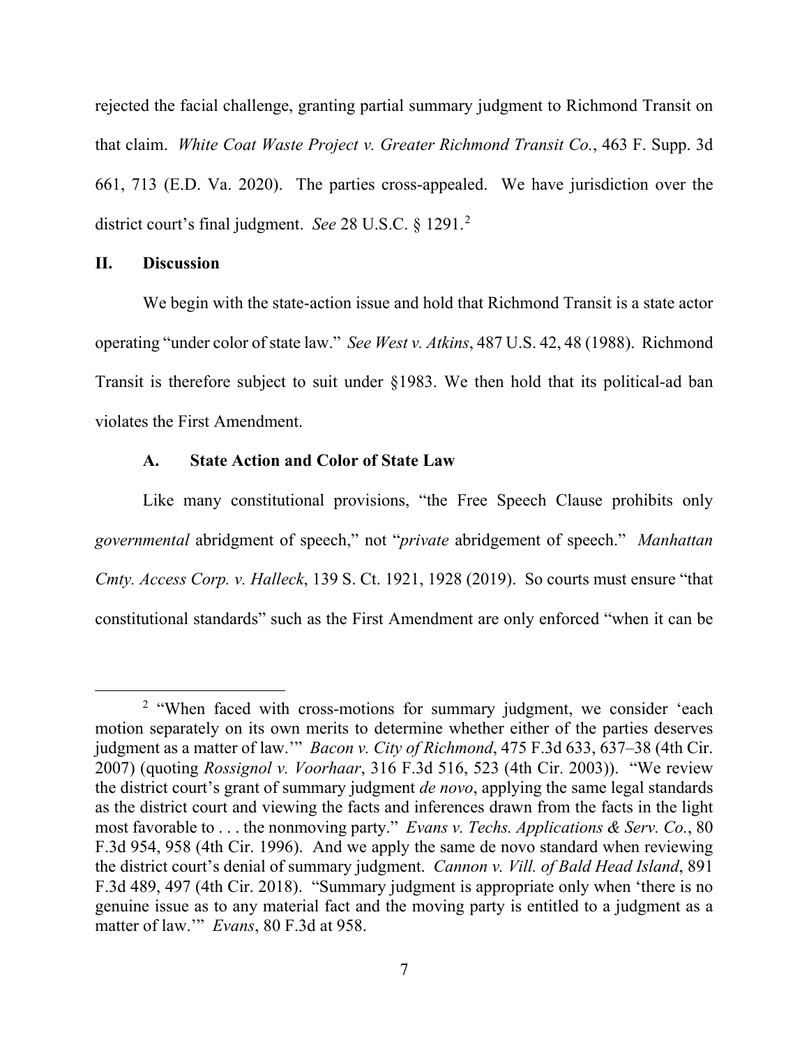rejected the facial challenge, granting partial summary judgment to Richmond Transit on that claim. *White Coat Waste Project v. Greater Richmond Transit Co.*, 463 F. Supp. 3d 661, 713 (E.D. Va. 2020). The parties cross-appealed. We have jurisdiction over the district court's final judgment. *See* 28 U.S.C. § 1291.[2]

## II. Discussion

We begin with the state-action issue and hold that Richmond Transit is a state actor operating "under color of state law." *See West v. Atkins*, 487 U.S. 42, 48 (1988). Richmond Transit is therefore subject to suit under §1983. We then hold that its political-ad ban violates the First Amendment.

### A. State Action and Color of State Law

Like many constitutional provisions, "the Free Speech Clause prohibits only *governmental* abridgment of speech," not "*private* abridgement of speech." *Manhattan Cmty. Access Corp. v. Halleck*, 139 S. Ct. 1921, 1928 (2019). So courts must ensure "that constitutional standards" such as the First Amendment are only enforced "when it can be

---

[2] "When faced with cross-motions for summary judgment, we consider 'each motion separately on its own merits to determine whether either of the parties deserves judgment as a matter of law.'" *Bacon v. City of Richmond*, 475 F.3d 633, 637–38 (4th Cir. 2007) (quoting *Rossignol v. Voorhaar*, 316 F.3d 516, 523 (4th Cir. 2003)). "We review the district court's grant of summary judgment *de novo*, applying the same legal standards as the district court and viewing the facts and inferences drawn from the facts in the light most favorable to . . . the nonmoving party." *Evans v. Techs. Applications & Serv. Co.*, 80 F.3d 954, 958 (4th Cir. 1996). And we apply the same de novo standard when reviewing the district court's denial of summary judgment. *Cannon v. Vill. of Bald Head Island*, 891 F.3d 489, 497 (4th Cir. 2018). "Summary judgment is appropriate only when 'there is no genuine issue as to any material fact and the moving party is entitled to a judgment as a matter of law.'" *Evans*, 80 F.3d at 958.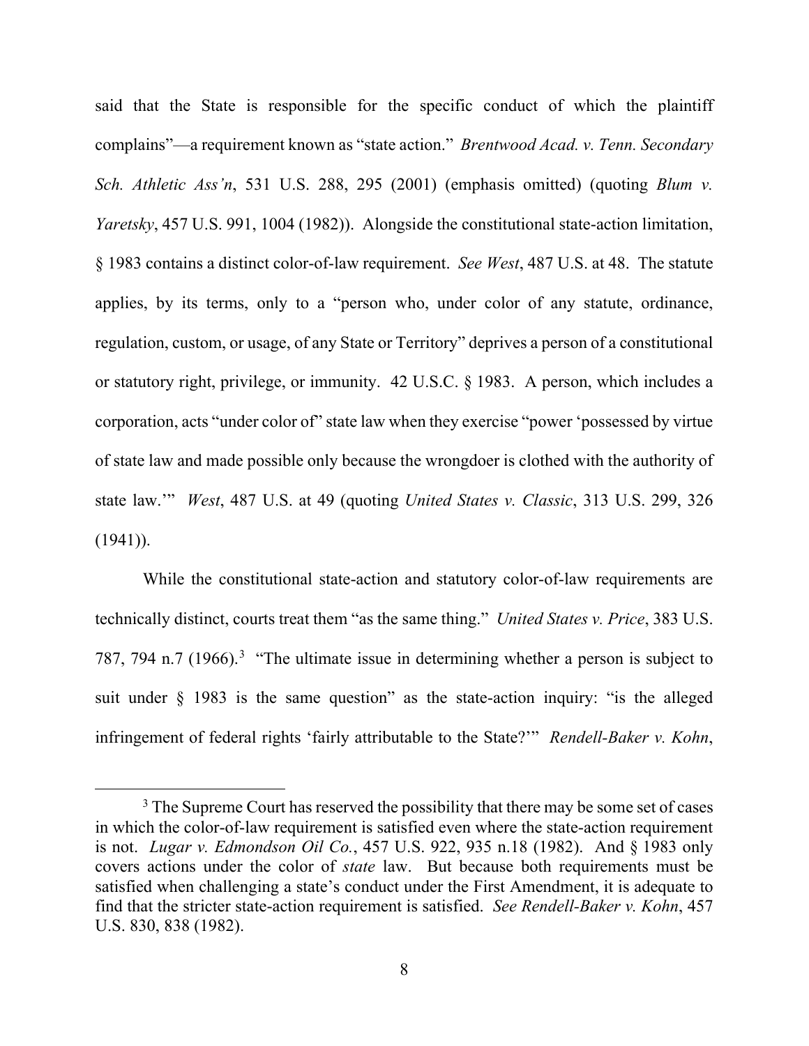said that the State is responsible for the specific conduct of which the plaintiff complains"—a requirement known as "state action." *Brentwood Acad. v. Tenn. Secondary Sch. Athletic Ass'n*, 531 U.S. 288, 295 (2001) (emphasis omitted) (quoting *Blum v. Yaretsky*, 457 U.S. 991, 1004 (1982)). Alongside the constitutional state-action limitation, § 1983 contains a distinct color-of-law requirement. *See West*, 487 U.S. at 48. The statute applies, by its terms, only to a "person who, under color of any statute, ordinance, regulation, custom, or usage, of any State or Territory" deprives a person of a constitutional or statutory right, privilege, or immunity. 42 U.S.C. § 1983. A person, which includes a corporation, acts "under color of" state law when they exercise "power 'possessed by virtue of state law and made possible only because the wrongdoer is clothed with the authority of state law.'" *West*, 487 U.S. at 49 (quoting *United States v. Classic*, 313 U.S. 299, 326 (1941)).

While the constitutional state-action and statutory color-of-law requirements are technically distinct, courts treat them "as the same thing." *United States v. Price*, 383 U.S. 787, 794 n.7 (1966).[3] "The ultimate issue in determining whether a person is subject to suit under § 1983 is the same question" as the state-action inquiry: "is the alleged infringement of federal rights 'fairly attributable to the State?'" *Rendell-Baker v. Kohn*,

[3] The Supreme Court has reserved the possibility that there may be some set of cases in which the color-of-law requirement is satisfied even where the state-action requirement is not. *Lugar v. Edmondson Oil Co.*, 457 U.S. 922, 935 n.18 (1982). And § 1983 only covers actions under the color of *state* law. But because both requirements must be satisfied when challenging a state's conduct under the First Amendment, it is adequate to find that the stricter state-action requirement is satisfied. *See Rendell-Baker v. Kohn*, 457 U.S. 830, 838 (1982).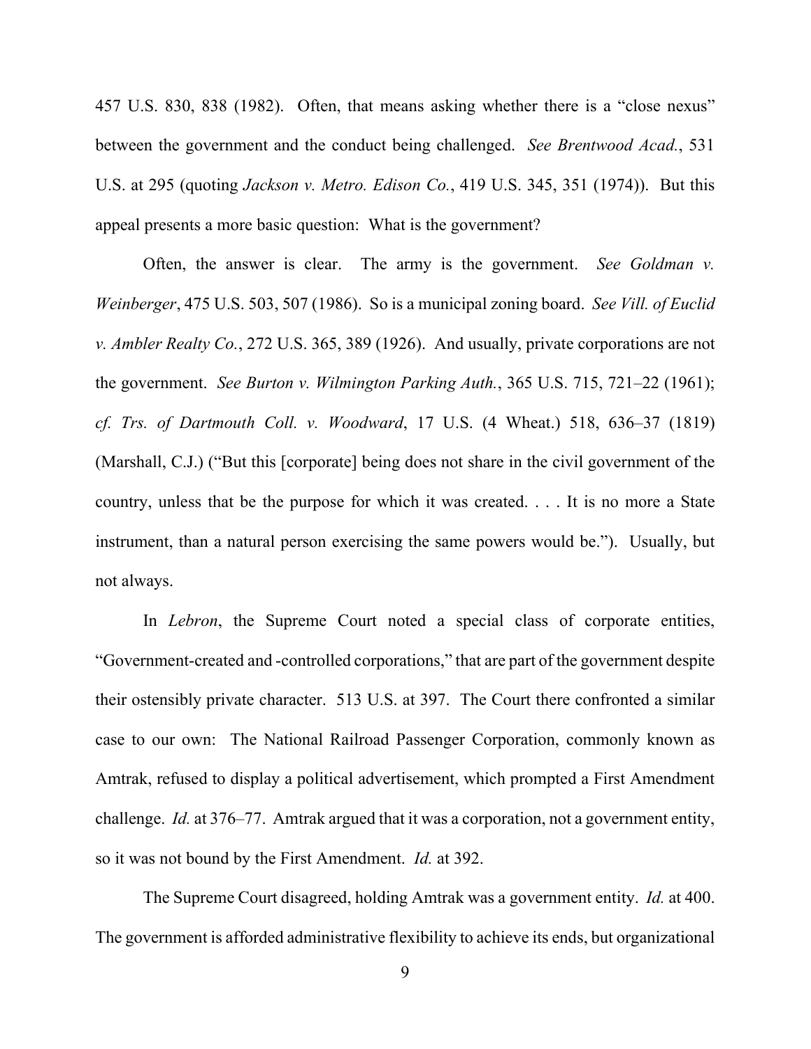457 U.S. 830, 838 (1982). Often, that means asking whether there is a "close nexus" between the government and the conduct being challenged. *See Brentwood Acad.*, 531 U.S. at 295 (quoting *Jackson v. Metro. Edison Co.*, 419 U.S. 345, 351 (1974)). But this appeal presents a more basic question: What is the government?

Often, the answer is clear. The army is the government. *See Goldman v. Weinberger*, 475 U.S. 503, 507 (1986). So is a municipal zoning board. *See Vill. of Euclid v. Ambler Realty Co.*, 272 U.S. 365, 389 (1926). And usually, private corporations are not the government. *See Burton v. Wilmington Parking Auth.*, 365 U.S. 715, 721–22 (1961); *cf. Trs. of Dartmouth Coll. v. Woodward*, 17 U.S. (4 Wheat.) 518, 636–37 (1819) (Marshall, C.J.) ("But this [corporate] being does not share in the civil government of the country, unless that be the purpose for which it was created. . . . It is no more a State instrument, than a natural person exercising the same powers would be."). Usually, but not always.

In *Lebron*, the Supreme Court noted a special class of corporate entities, "Government-created and -controlled corporations," that are part of the government despite their ostensibly private character. 513 U.S. at 397. The Court there confronted a similar case to our own: The National Railroad Passenger Corporation, commonly known as Amtrak, refused to display a political advertisement, which prompted a First Amendment challenge. *Id.* at 376–77. Amtrak argued that it was a corporation, not a government entity, so it was not bound by the First Amendment. *Id.* at 392.

The Supreme Court disagreed, holding Amtrak was a government entity. *Id.* at 400. The government is afforded administrative flexibility to achieve its ends, but organizational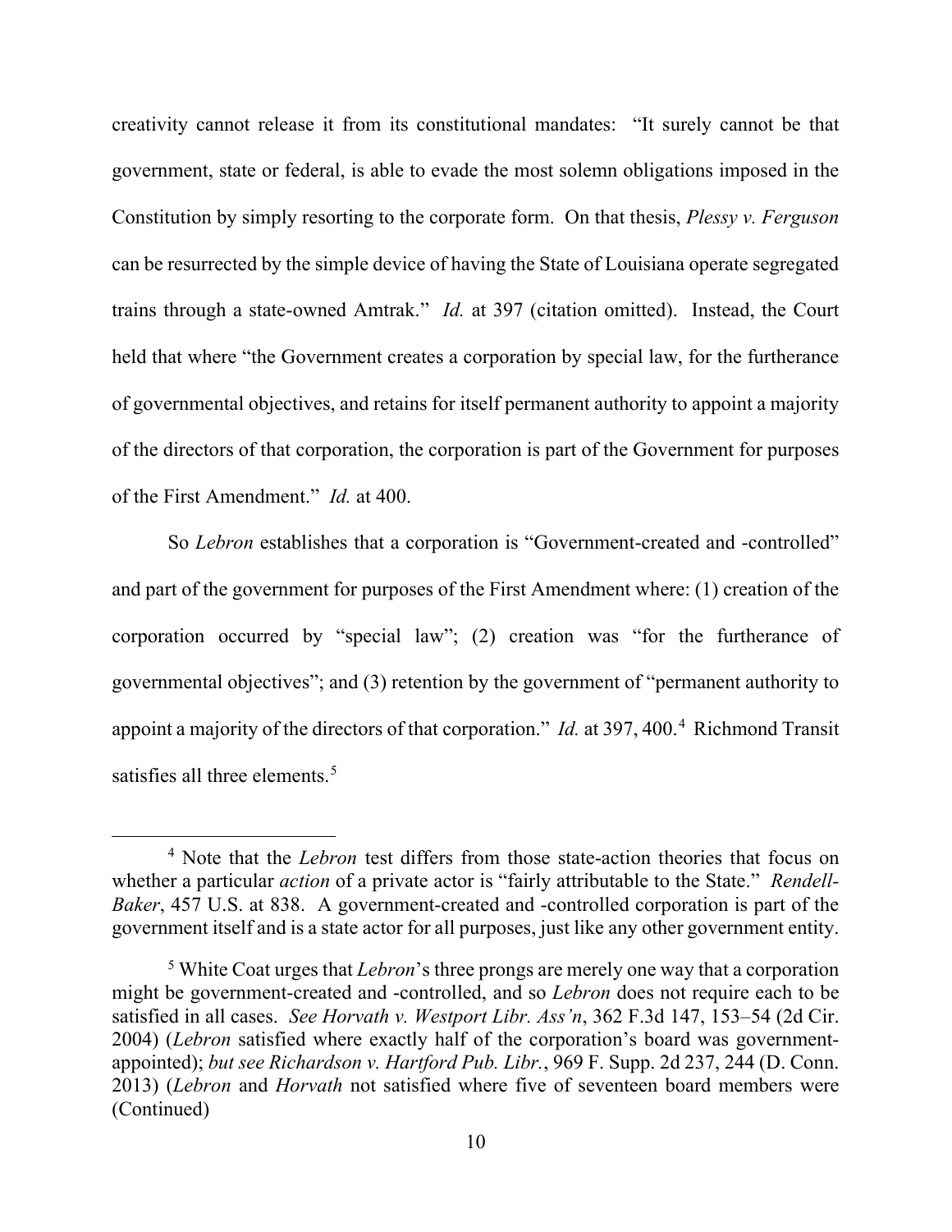creativity cannot release it from its constitutional mandates: "It surely cannot be that government, state or federal, is able to evade the most solemn obligations imposed in the Constitution by simply resorting to the corporate form. On that thesis, *Plessy v. Ferguson* can be resurrected by the simple device of having the State of Louisiana operate segregated trains through a state-owned Amtrak." *Id.* at 397 (citation omitted). Instead, the Court held that where "the Government creates a corporation by special law, for the furtherance of governmental objectives, and retains for itself permanent authority to appoint a majority of the directors of that corporation, the corporation is part of the Government for purposes of the First Amendment." *Id.* at 400.

So *Lebron* establishes that a corporation is "Government-created and -controlled" and part of the government for purposes of the First Amendment where: (1) creation of the corporation occurred by "special law"; (2) creation was "for the furtherance of governmental objectives"; and (3) retention by the government of "permanent authority to appoint a majority of the directors of that corporation." *Id.* at 397, 400.[4] Richmond Transit satisfies all three elements.[5]

---

[4] Note that the *Lebron* test differs from those state-action theories that focus on whether a particular *action* of a private actor is "fairly attributable to the State." *Rendell-Baker*, 457 U.S. at 838. A government-created and -controlled corporation is part of the government itself and is a state actor for all purposes, just like any other government entity.

[5] White Coat urges that *Lebron*'s three prongs are merely one way that a corporation might be government-created and -controlled, and so *Lebron* does not require each to be satisfied in all cases. *See Horvath v. Westport Libr. Ass'n*, 362 F.3d 147, 153–54 (2d Cir. 2004) (*Lebron* satisfied where exactly half of the corporation's board was government-appointed); *but see Richardson v. Hartford Pub. Libr.*, 969 F. Supp. 2d 237, 244 (D. Conn. 2013) (*Lebron* and *Horvath* not satisfied where five of seventeen board members were (Continued)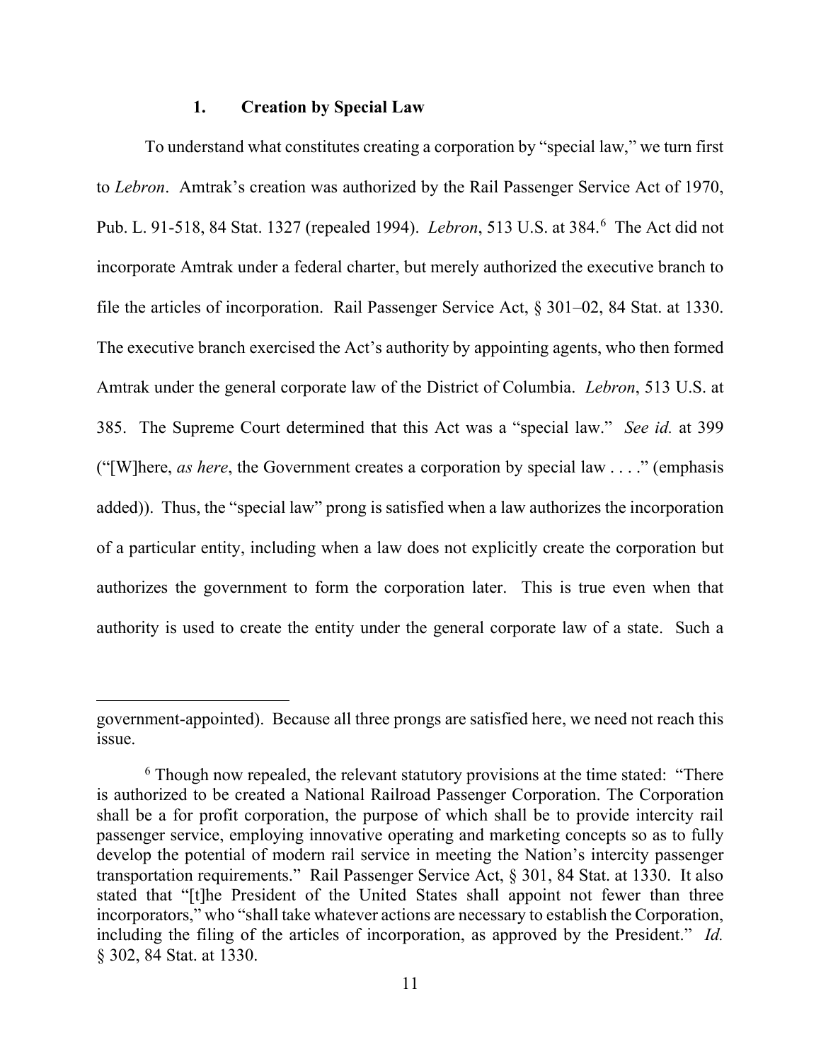### 1. Creation by Special Law

To understand what constitutes creating a corporation by "special law," we turn first to *Lebron*. Amtrak's creation was authorized by the Rail Passenger Service Act of 1970, Pub. L. 91-518, 84 Stat. 1327 (repealed 1994). *Lebron*, 513 U.S. at 384.[6] The Act did not incorporate Amtrak under a federal charter, but merely authorized the executive branch to file the articles of incorporation. Rail Passenger Service Act, § 301–02, 84 Stat. at 1330. The executive branch exercised the Act's authority by appointing agents, who then formed Amtrak under the general corporate law of the District of Columbia. *Lebron*, 513 U.S. at 385. The Supreme Court determined that this Act was a "special law." *See id.* at 399 ("[W]here, *as here*, the Government creates a corporation by special law . . . ." (emphasis added)). Thus, the "special law" prong is satisfied when a law authorizes the incorporation of a particular entity, including when a law does not explicitly create the corporation but authorizes the government to form the corporation later. This is true even when that authority is used to create the entity under the general corporate law of a state. Such a

---

government-appointed). Because all three prongs are satisfied here, we need not reach this issue.

[6] Though now repealed, the relevant statutory provisions at the time stated: "There is authorized to be created a National Railroad Passenger Corporation. The Corporation shall be a for profit corporation, the purpose of which shall be to provide intercity rail passenger service, employing innovative operating and marketing concepts so as to fully develop the potential of modern rail service in meeting the Nation's intercity passenger transportation requirements." Rail Passenger Service Act, § 301, 84 Stat. at 1330. It also stated that "[t]he President of the United States shall appoint not fewer than three incorporators," who "shall take whatever actions are necessary to establish the Corporation, including the filing of the articles of incorporation, as approved by the President." *Id.* § 302, 84 Stat. at 1330.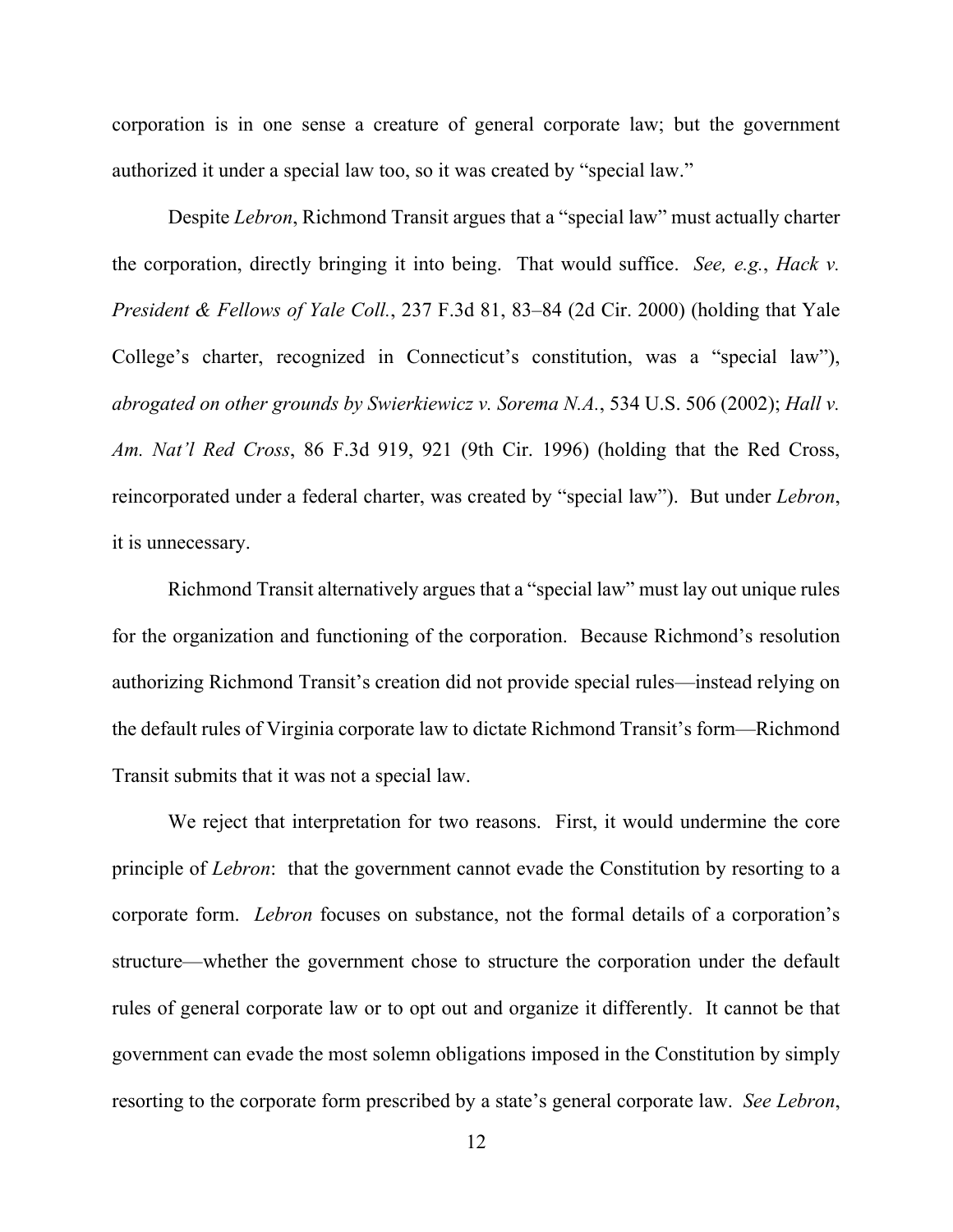corporation is in one sense a creature of general corporate law; but the government authorized it under a special law too, so it was created by "special law."

Despite *Lebron*, Richmond Transit argues that a "special law" must actually charter the corporation, directly bringing it into being. That would suffice. *See, e.g.*, *Hack v. President & Fellows of Yale Coll.*, 237 F.3d 81, 83–84 (2d Cir. 2000) (holding that Yale College's charter, recognized in Connecticut's constitution, was a "special law"), *abrogated on other grounds by Swierkiewicz v. Sorema N.A.*, 534 U.S. 506 (2002); *Hall v. Am. Nat'l Red Cross*, 86 F.3d 919, 921 (9th Cir. 1996) (holding that the Red Cross, reincorporated under a federal charter, was created by "special law"). But under *Lebron*, it is unnecessary.

Richmond Transit alternatively argues that a "special law" must lay out unique rules for the organization and functioning of the corporation. Because Richmond's resolution authorizing Richmond Transit's creation did not provide special rules—instead relying on the default rules of Virginia corporate law to dictate Richmond Transit's form—Richmond Transit submits that it was not a special law.

We reject that interpretation for two reasons. First, it would undermine the core principle of *Lebron*: that the government cannot evade the Constitution by resorting to a corporate form. *Lebron* focuses on substance, not the formal details of a corporation's structure—whether the government chose to structure the corporation under the default rules of general corporate law or to opt out and organize it differently. It cannot be that government can evade the most solemn obligations imposed in the Constitution by simply resorting to the corporate form prescribed by a state's general corporate law. *See Lebron*,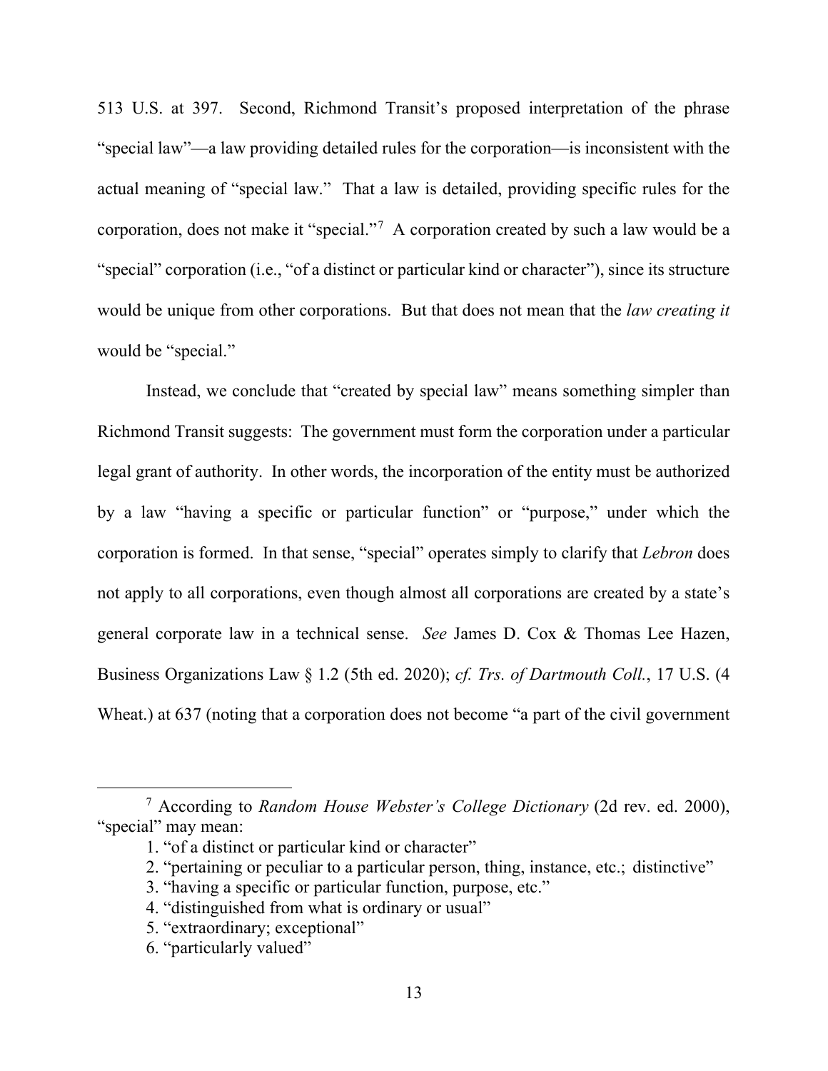513 U.S. at 397. Second, Richmond Transit's proposed interpretation of the phrase "special law"—a law providing detailed rules for the corporation—is inconsistent with the actual meaning of "special law." That a law is detailed, providing specific rules for the corporation, does not make it "special."[7] A corporation created by such a law would be a "special" corporation (i.e., "of a distinct or particular kind or character"), since its structure would be unique from other corporations. But that does not mean that the *law creating it* would be "special."

Instead, we conclude that "created by special law" means something simpler than Richmond Transit suggests: The government must form the corporation under a particular legal grant of authority. In other words, the incorporation of the entity must be authorized by a law "having a specific or particular function" or "purpose," under which the corporation is formed. In that sense, "special" operates simply to clarify that *Lebron* does not apply to all corporations, even though almost all corporations are created by a state's general corporate law in a technical sense. *See* James D. Cox & Thomas Lee Hazen, Business Organizations Law § 1.2 (5th ed. 2020); *cf. Trs. of Dartmouth Coll.*, 17 U.S. (4 Wheat.) at 637 (noting that a corporation does not become "a part of the civil government

---

[7] According to *Random House Webster's College Dictionary* (2d rev. ed. 2000), "special" may mean:

1. "of a distinct or particular kind or character"
2. "pertaining or peculiar to a particular person, thing, instance, etc.; distinctive"
3. "having a specific or particular function, purpose, etc."
4. "distinguished from what is ordinary or usual"
5. "extraordinary; exceptional"
6. "particularly valued"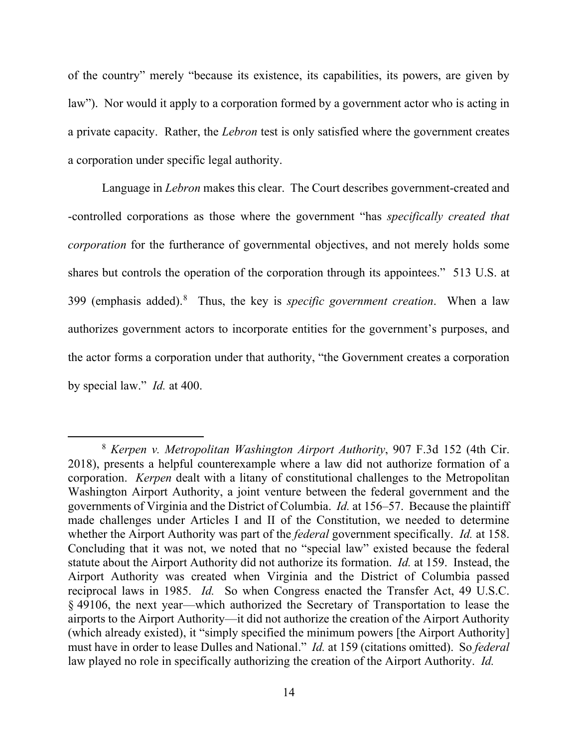of the country" merely "because its existence, its capabilities, its powers, are given by law"). Nor would it apply to a corporation formed by a government actor who is acting in a private capacity. Rather, the *Lebron* test is only satisfied where the government creates a corporation under specific legal authority.

Language in *Lebron* makes this clear. The Court describes government-created and -controlled corporations as those where the government "has *specifically created that corporation* for the furtherance of governmental objectives, and not merely holds some shares but controls the operation of the corporation through its appointees." 513 U.S. at 399 (emphasis added).[8] Thus, the key is *specific government creation*. When a law authorizes government actors to incorporate entities for the government's purposes, and the actor forms a corporation under that authority, "the Government creates a corporation by special law." *Id.* at 400.

---

[8] *Kerpen v. Metropolitan Washington Airport Authority*, 907 F.3d 152 (4th Cir. 2018), presents a helpful counterexample where a law did not authorize formation of a corporation. *Kerpen* dealt with a litany of constitutional challenges to the Metropolitan Washington Airport Authority, a joint venture between the federal government and the governments of Virginia and the District of Columbia. *Id.* at 156–57. Because the plaintiff made challenges under Articles I and II of the Constitution, we needed to determine whether the Airport Authority was part of the *federal* government specifically. *Id.* at 158. Concluding that it was not, we noted that no "special law" existed because the federal statute about the Airport Authority did not authorize its formation. *Id.* at 159. Instead, the Airport Authority was created when Virginia and the District of Columbia passed reciprocal laws in 1985. *Id.* So when Congress enacted the Transfer Act, 49 U.S.C. § 49106, the next year—which authorized the Secretary of Transportation to lease the airports to the Airport Authority—it did not authorize the creation of the Airport Authority (which already existed), it "simply specified the minimum powers [the Airport Authority] must have in order to lease Dulles and National." *Id.* at 159 (citations omitted). So *federal* law played no role in specifically authorizing the creation of the Airport Authority. *Id.*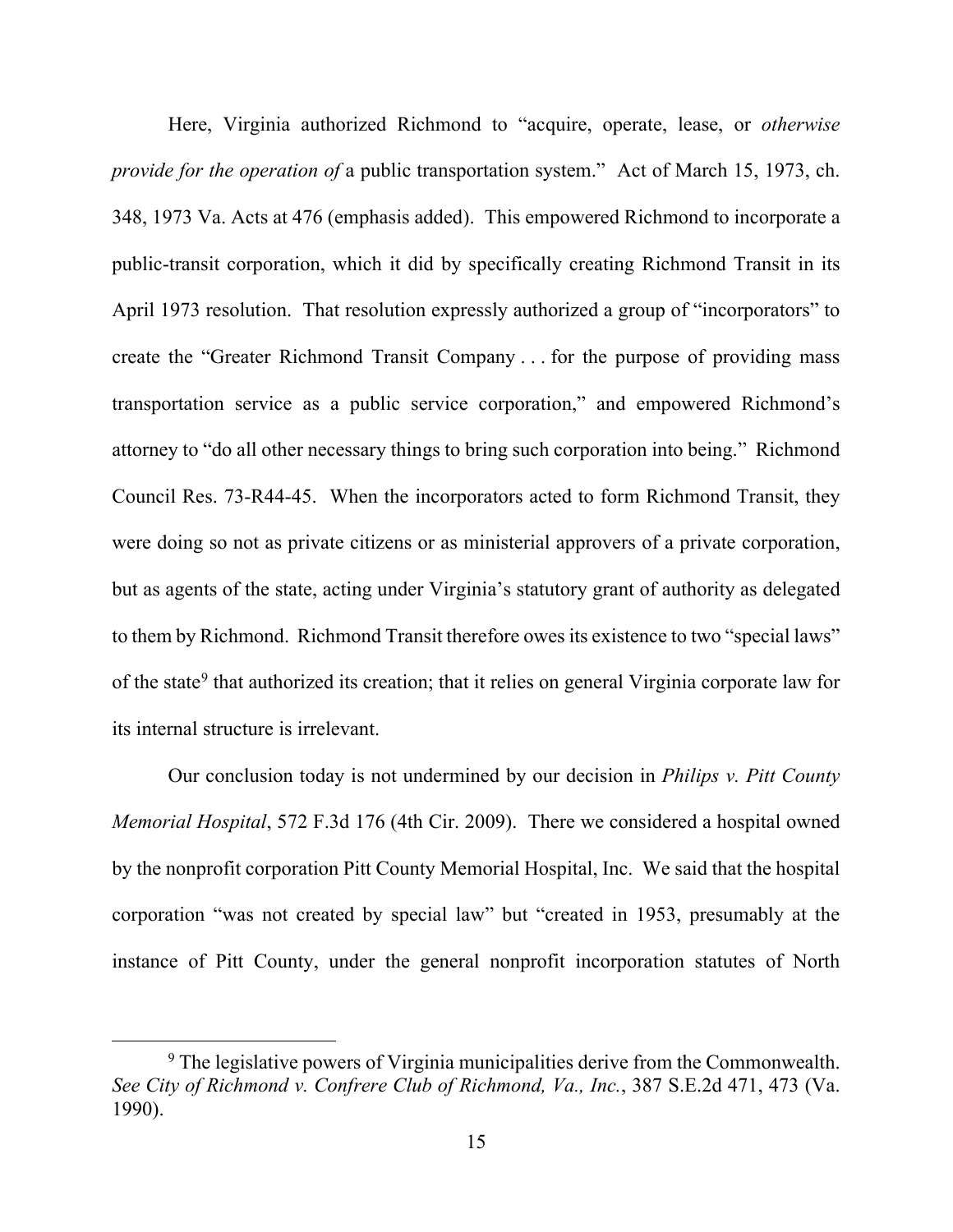Here, Virginia authorized Richmond to "acquire, operate, lease, or *otherwise provide for the operation of* a public transportation system." Act of March 15, 1973, ch. 348, 1973 Va. Acts at 476 (emphasis added). This empowered Richmond to incorporate a public-transit corporation, which it did by specifically creating Richmond Transit in its April 1973 resolution. That resolution expressly authorized a group of "incorporators" to create the "Greater Richmond Transit Company . . . for the purpose of providing mass transportation service as a public service corporation," and empowered Richmond's attorney to "do all other necessary things to bring such corporation into being." Richmond Council Res. 73-R44-45. When the incorporators acted to form Richmond Transit, they were doing so not as private citizens or as ministerial approvers of a private corporation, but as agents of the state, acting under Virginia's statutory grant of authority as delegated to them by Richmond. Richmond Transit therefore owes its existence to two "special laws" of the state[9] that authorized its creation; that it relies on general Virginia corporate law for its internal structure is irrelevant.

Our conclusion today is not undermined by our decision in *Philips v. Pitt County Memorial Hospital*, 572 F.3d 176 (4th Cir. 2009). There we considered a hospital owned by the nonprofit corporation Pitt County Memorial Hospital, Inc. We said that the hospital corporation "was not created by special law" but "created in 1953, presumably at the instance of Pitt County, under the general nonprofit incorporation statutes of North

[9] The legislative powers of Virginia municipalities derive from the Commonwealth. *See City of Richmond v. Confrere Club of Richmond, Va., Inc.*, 387 S.E.2d 471, 473 (Va. 1990).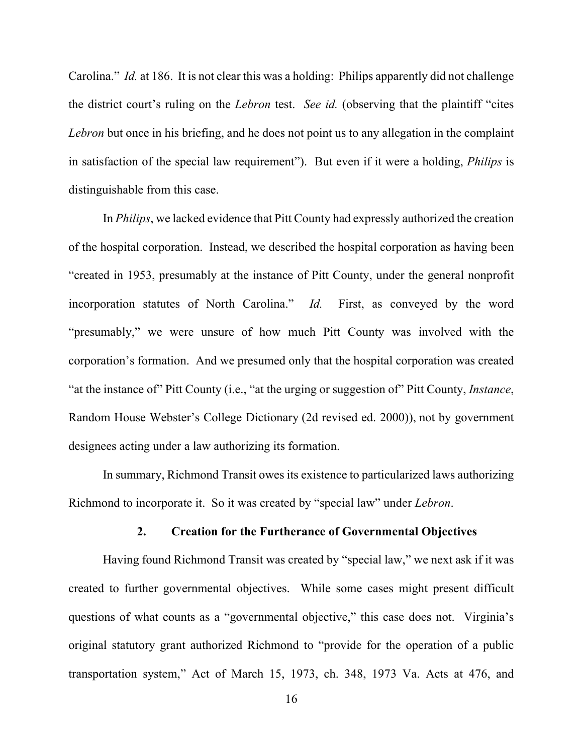Carolina." *Id.* at 186. It is not clear this was a holding: Philips apparently did not challenge the district court's ruling on the *Lebron* test. *See id.* (observing that the plaintiff "cites *Lebron* but once in his briefing, and he does not point us to any allegation in the complaint in satisfaction of the special law requirement"). But even if it were a holding, *Philips* is distinguishable from this case.

In *Philips*, we lacked evidence that Pitt County had expressly authorized the creation of the hospital corporation. Instead, we described the hospital corporation as having been "created in 1953, presumably at the instance of Pitt County, under the general nonprofit incorporation statutes of North Carolina." *Id.* First, as conveyed by the word "presumably," we were unsure of how much Pitt County was involved with the corporation's formation. And we presumed only that the hospital corporation was created "at the instance of" Pitt County (i.e., "at the urging or suggestion of" Pitt County, *Instance*, Random House Webster's College Dictionary (2d revised ed. 2000)), not by government designees acting under a law authorizing its formation.

In summary, Richmond Transit owes its existence to particularized laws authorizing Richmond to incorporate it. So it was created by "special law" under *Lebron*.

### 2. Creation for the Furtherance of Governmental Objectives

Having found Richmond Transit was created by "special law," we next ask if it was created to further governmental objectives. While some cases might present difficult questions of what counts as a "governmental objective," this case does not. Virginia's original statutory grant authorized Richmond to "provide for the operation of a public transportation system," Act of March 15, 1973, ch. 348, 1973 Va. Acts at 476, and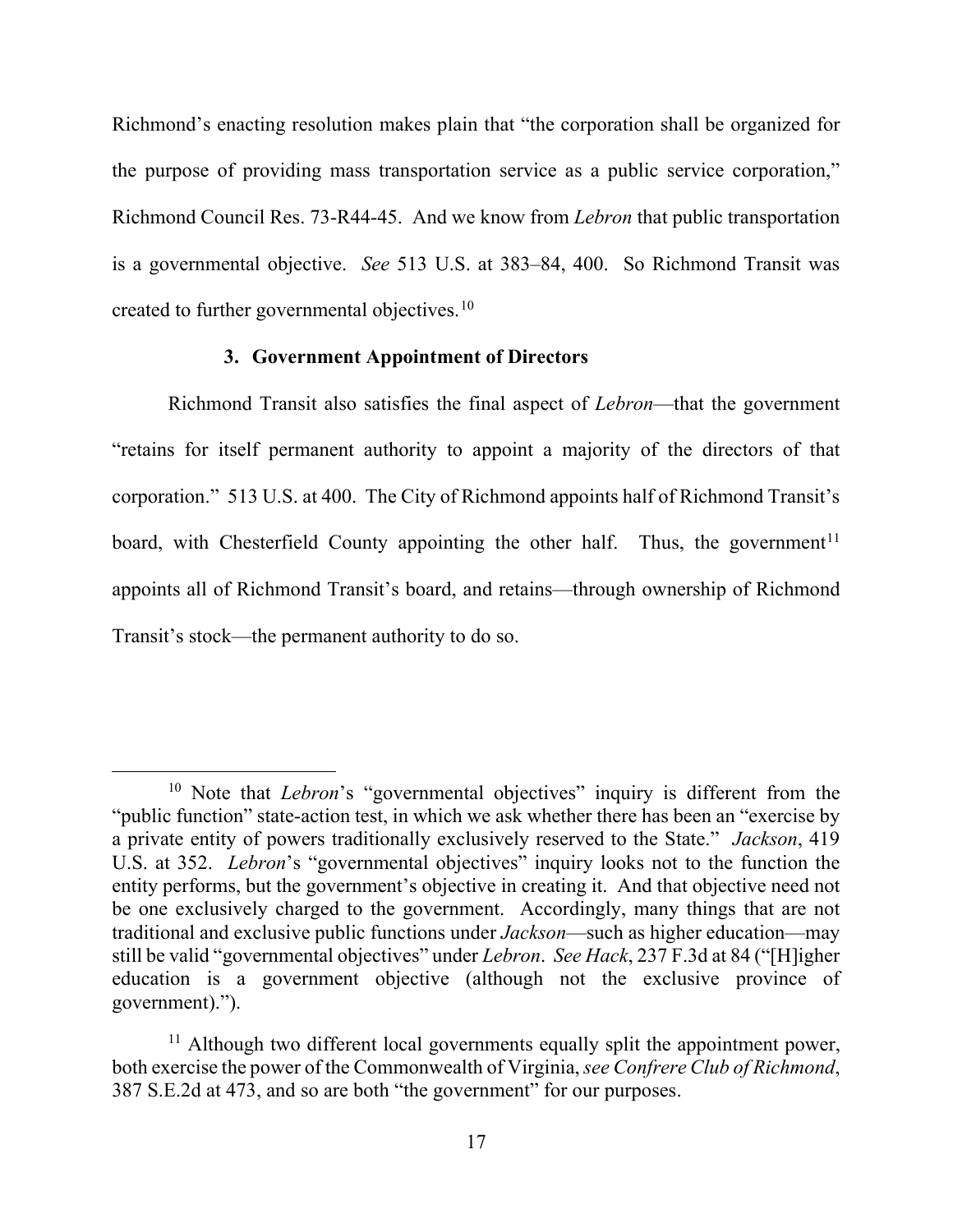Richmond's enacting resolution makes plain that "the corporation shall be organized for the purpose of providing mass transportation service as a public service corporation," Richmond Council Res. 73-R44-45. And we know from *Lebron* that public transportation is a governmental objective. *See* 513 U.S. at 383–84, 400. So Richmond Transit was created to further governmental objectives.[10]

### 3. Government Appointment of Directors

Richmond Transit also satisfies the final aspect of *Lebron*—that the government "retains for itself permanent authority to appoint a majority of the directors of that corporation." 513 U.S. at 400. The City of Richmond appoints half of Richmond Transit's board, with Chesterfield County appointing the other half. Thus, the government[11] appoints all of Richmond Transit's board, and retains—through ownership of Richmond Transit's stock—the permanent authority to do so.

---

[10] Note that *Lebron*'s "governmental objectives" inquiry is different from the "public function" state-action test, in which we ask whether there has been an "exercise by a private entity of powers traditionally exclusively reserved to the State." *Jackson*, 419 U.S. at 352. *Lebron*'s "governmental objectives" inquiry looks not to the function the entity performs, but the government's objective in creating it. And that objective need not be one exclusively charged to the government. Accordingly, many things that are not traditional and exclusive public functions under *Jackson*—such as higher education—may still be valid "governmental objectives" under *Lebron*. *See Hack*, 237 F.3d at 84 ("[H]igher education is a government objective (although not the exclusive province of government).").

[11] Although two different local governments equally split the appointment power, both exercise the power of the Commonwealth of Virginia, *see Confrere Club of Richmond*, 387 S.E.2d at 473, and so are both "the government" for our purposes.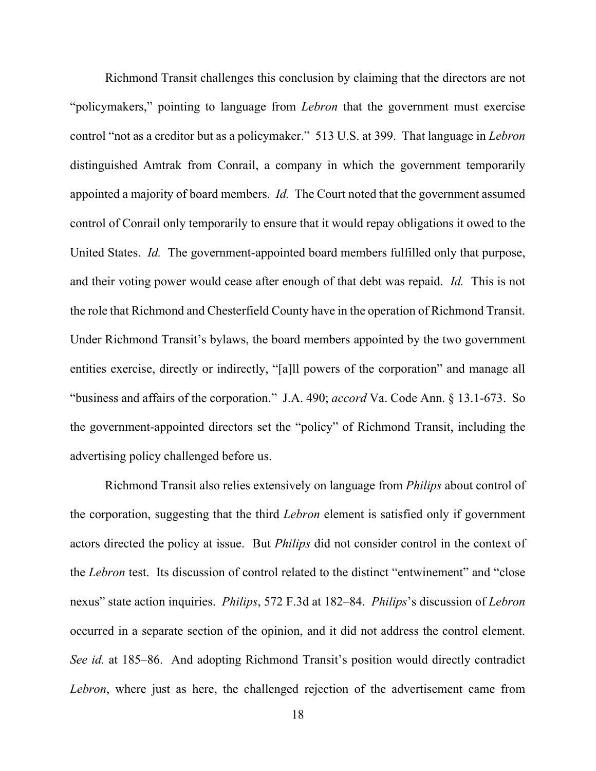Richmond Transit challenges this conclusion by claiming that the directors are not "policymakers," pointing to language from *Lebron* that the government must exercise control "not as a creditor but as a policymaker." 513 U.S. at 399. That language in *Lebron* distinguished Amtrak from Conrail, a company in which the government temporarily appointed a majority of board members. *Id.* The Court noted that the government assumed control of Conrail only temporarily to ensure that it would repay obligations it owed to the United States. *Id.* The government-appointed board members fulfilled only that purpose, and their voting power would cease after enough of that debt was repaid. *Id.* This is not the role that Richmond and Chesterfield County have in the operation of Richmond Transit. Under Richmond Transit's bylaws, the board members appointed by the two government entities exercise, directly or indirectly, "[a]ll powers of the corporation" and manage all "business and affairs of the corporation." J.A. 490; *accord* Va. Code Ann. § 13.1-673. So the government-appointed directors set the "policy" of Richmond Transit, including the advertising policy challenged before us.

Richmond Transit also relies extensively on language from *Philips* about control of the corporation, suggesting that the third *Lebron* element is satisfied only if government actors directed the policy at issue. But *Philips* did not consider control in the context of the *Lebron* test. Its discussion of control related to the distinct "entwinement" and "close nexus" state action inquiries. *Philips*, 572 F.3d at 182–84. *Philips*'s discussion of *Lebron* occurred in a separate section of the opinion, and it did not address the control element. *See id.* at 185–86. And adopting Richmond Transit's position would directly contradict *Lebron*, where just as here, the challenged rejection of the advertisement came from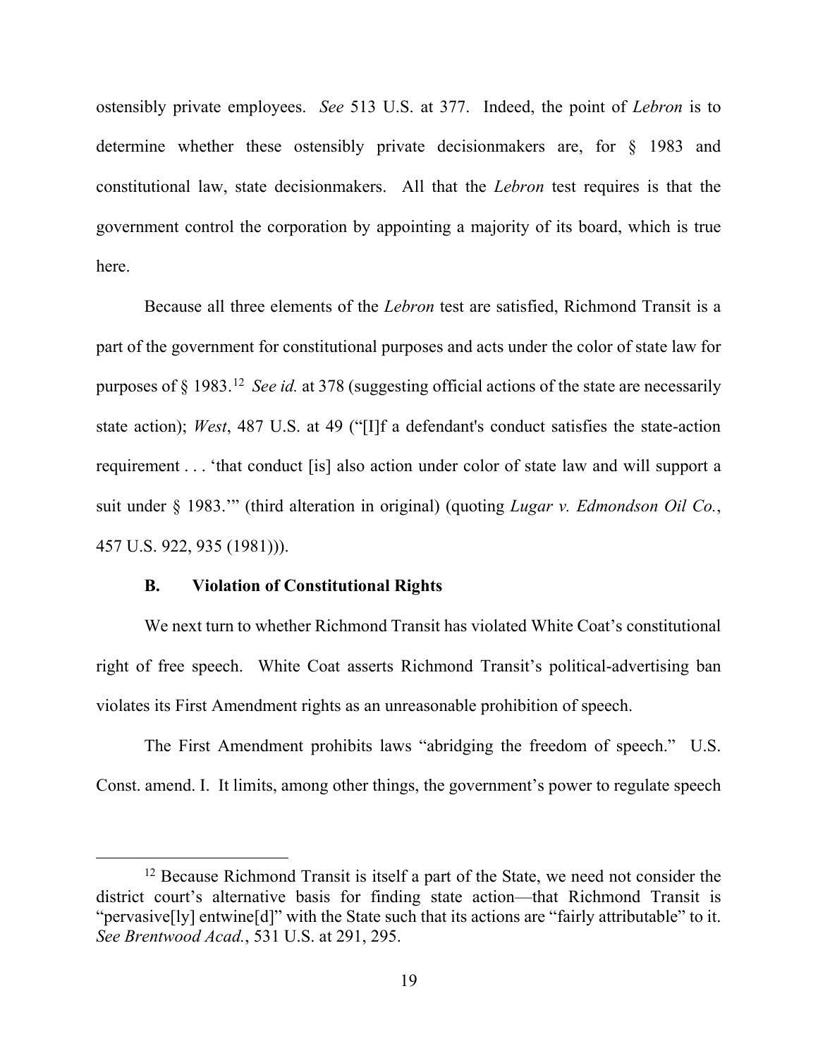ostensibly private employees. *See* 513 U.S. at 377. Indeed, the point of *Lebron* is to determine whether these ostensibly private decisionmakers are, for § 1983 and constitutional law, state decisionmakers. All that the *Lebron* test requires is that the government control the corporation by appointing a majority of its board, which is true here.

Because all three elements of the *Lebron* test are satisfied, Richmond Transit is a part of the government for constitutional purposes and acts under the color of state law for purposes of § 1983.[12] *See id.* at 378 (suggesting official actions of the state are necessarily state action); *West*, 487 U.S. at 49 ("[I]f a defendant's conduct satisfies the state-action requirement . . . 'that conduct [is] also action under color of state law and will support a suit under § 1983.'" (third alteration in original) (quoting *Lugar v. Edmondson Oil Co.*, 457 U.S. 922, 935 (1981))).

### B. Violation of Constitutional Rights

We next turn to whether Richmond Transit has violated White Coat's constitutional right of free speech. White Coat asserts Richmond Transit's political-advertising ban violates its First Amendment rights as an unreasonable prohibition of speech.

The First Amendment prohibits laws "abridging the freedom of speech." U.S. Const. amend. I. It limits, among other things, the government's power to regulate speech

[12] Because Richmond Transit is itself a part of the State, we need not consider the district court's alternative basis for finding state action—that Richmond Transit is "pervasive[ly] entwine[d]" with the State such that its actions are "fairly attributable" to it. *See Brentwood Acad.*, 531 U.S. at 291, 295.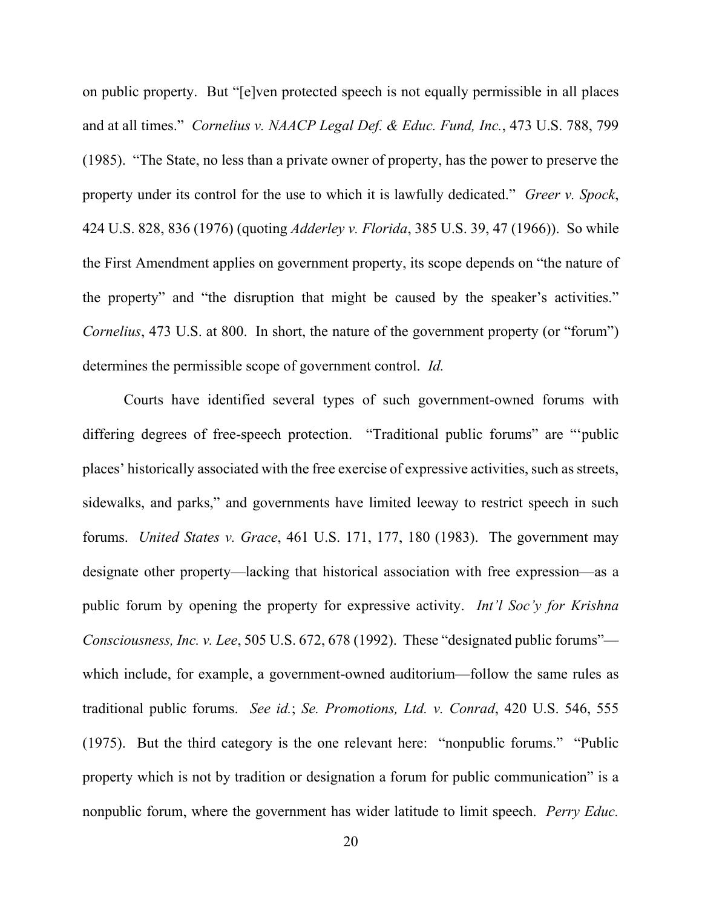on public property. But "[e]ven protected speech is not equally permissible in all places and at all times." *Cornelius v. NAACP Legal Def. & Educ. Fund, Inc.*, 473 U.S. 788, 799 (1985). "The State, no less than a private owner of property, has the power to preserve the property under its control for the use to which it is lawfully dedicated." *Greer v. Spock*, 424 U.S. 828, 836 (1976) (quoting *Adderley v. Florida*, 385 U.S. 39, 47 (1966)). So while the First Amendment applies on government property, its scope depends on "the nature of the property" and "the disruption that might be caused by the speaker's activities." *Cornelius*, 473 U.S. at 800. In short, the nature of the government property (or "forum") determines the permissible scope of government control. *Id.*

Courts have identified several types of such government-owned forums with differing degrees of free-speech protection. "Traditional public forums" are "'public places' historically associated with the free exercise of expressive activities, such as streets, sidewalks, and parks," and governments have limited leeway to restrict speech in such forums. *United States v. Grace*, 461 U.S. 171, 177, 180 (1983). The government may designate other property—lacking that historical association with free expression—as a public forum by opening the property for expressive activity. *Int'l Soc'y for Krishna Consciousness, Inc. v. Lee*, 505 U.S. 672, 678 (1992). These "designated public forums"—which include, for example, a government-owned auditorium—follow the same rules as traditional public forums. *See id.*; *Se. Promotions, Ltd. v. Conrad*, 420 U.S. 546, 555 (1975). But the third category is the one relevant here: "nonpublic forums." "Public property which is not by tradition or designation a forum for public communication" is a nonpublic forum, where the government has wider latitude to limit speech. *Perry Educ.*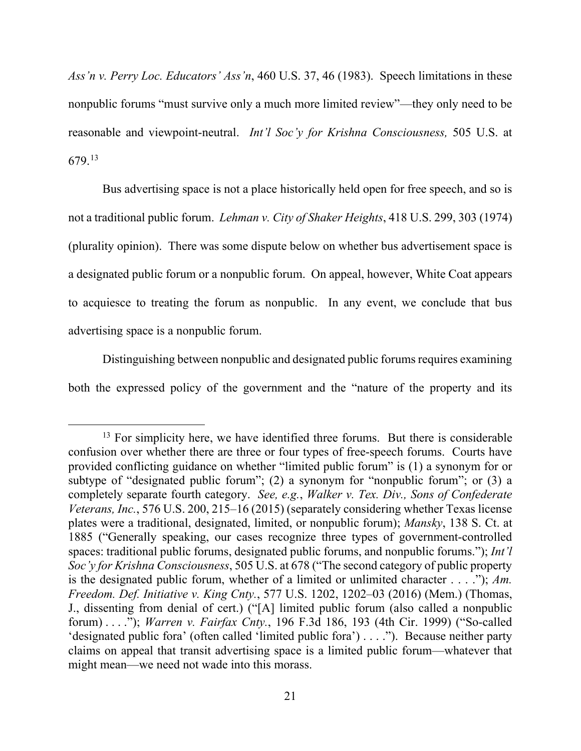*Ass'n v. Perry Loc. Educators' Ass'n*, 460 U.S. 37, 46 (1983). Speech limitations in these nonpublic forums "must survive only a much more limited review"—they only need to be reasonable and viewpoint-neutral. *Int'l Soc'y for Krishna Consciousness,* 505 U.S. at 679.[13]

Bus advertising space is not a place historically held open for free speech, and so is not a traditional public forum. *Lehman v. City of Shaker Heights*, 418 U.S. 299, 303 (1974) (plurality opinion). There was some dispute below on whether bus advertisement space is a designated public forum or a nonpublic forum. On appeal, however, White Coat appears to acquiesce to treating the forum as nonpublic. In any event, we conclude that bus advertising space is a nonpublic forum.

Distinguishing between nonpublic and designated public forums requires examining both the expressed policy of the government and the "nature of the property and its

---

[13] For simplicity here, we have identified three forums. But there is considerable confusion over whether there are three or four types of free-speech forums. Courts have provided conflicting guidance on whether "limited public forum" is (1) a synonym for or subtype of "designated public forum"; (2) a synonym for "nonpublic forum"; or (3) a completely separate fourth category. *See, e.g.*, *Walker v. Tex. Div., Sons of Confederate Veterans, Inc.*, 576 U.S. 200, 215–16 (2015) (separately considering whether Texas license plates were a traditional, designated, limited, or nonpublic forum); *Mansky*, 138 S. Ct. at 1885 ("Generally speaking, our cases recognize three types of government-controlled spaces: traditional public forums, designated public forums, and nonpublic forums."); *Int'l Soc'y for Krishna Consciousness*, 505 U.S. at 678 ("The second category of public property is the designated public forum, whether of a limited or unlimited character . . . ."); *Am. Freedom. Def. Initiative v. King Cnty.*, 577 U.S. 1202, 1202–03 (2016) (Mem.) (Thomas, J., dissenting from denial of cert.) ("[A] limited public forum (also called a nonpublic forum) . . . ."); *Warren v. Fairfax Cnty.*, 196 F.3d 186, 193 (4th Cir. 1999) ("So-called 'designated public fora' (often called 'limited public fora') . . . ."). Because neither party claims on appeal that transit advertising space is a limited public forum—whatever that might mean—we need not wade into this morass.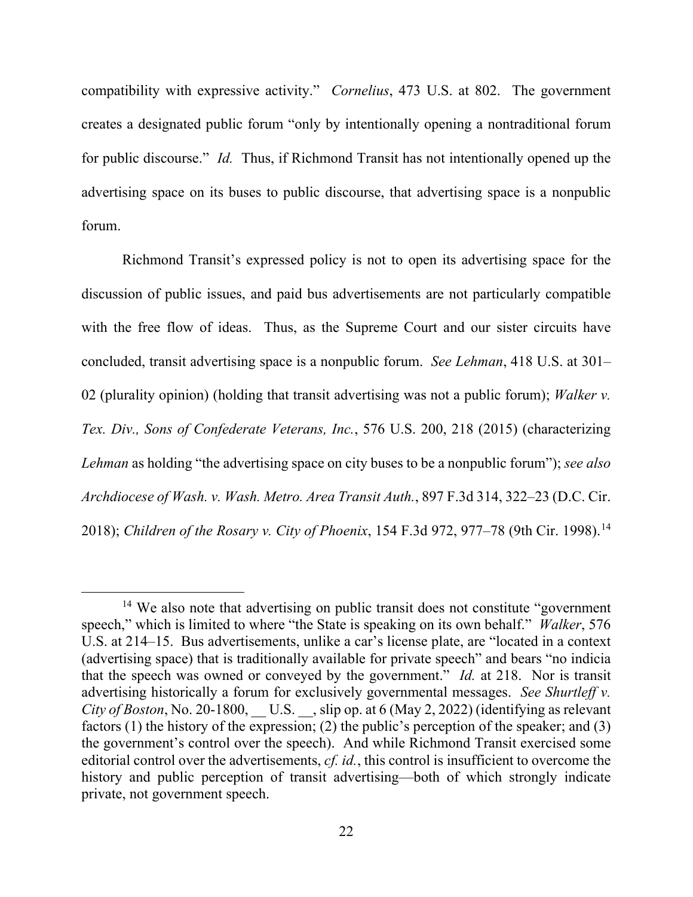compatibility with expressive activity." *Cornelius*, 473 U.S. at 802. The government creates a designated public forum "only by intentionally opening a nontraditional forum for public discourse." *Id.* Thus, if Richmond Transit has not intentionally opened up the advertising space on its buses to public discourse, that advertising space is a nonpublic forum.

Richmond Transit's expressed policy is not to open its advertising space for the discussion of public issues, and paid bus advertisements are not particularly compatible with the free flow of ideas. Thus, as the Supreme Court and our sister circuits have concluded, transit advertising space is a nonpublic forum. *See Lehman*, 418 U.S. at 301–02 (plurality opinion) (holding that transit advertising was not a public forum); *Walker v. Tex. Div., Sons of Confederate Veterans, Inc.*, 576 U.S. 200, 218 (2015) (characterizing *Lehman* as holding "the advertising space on city buses to be a nonpublic forum"); *see also Archdiocese of Wash. v. Wash. Metro. Area Transit Auth.*, 897 F.3d 314, 322–23 (D.C. Cir. 2018); *Children of the Rosary v. City of Phoenix*, 154 F.3d 972, 977–78 (9th Cir. 1998).[14]

---

[14] We also note that advertising on public transit does not constitute "government speech," which is limited to where "the State is speaking on its own behalf." *Walker*, 576 U.S. at 214–15. Bus advertisements, unlike a car's license plate, are "located in a context (advertising space) that is traditionally available for private speech" and bears "no indicia that the speech was owned or conveyed by the government." *Id.* at 218. Nor is transit advertising historically a forum for exclusively governmental messages. *See Shurtleff v. City of Boston*, No. 20-1800, __ U.S. __, slip op. at 6 (May 2, 2022) (identifying as relevant factors (1) the history of the expression; (2) the public's perception of the speaker; and (3) the government's control over the speech). And while Richmond Transit exercised some editorial control over the advertisements, *cf. id.*, this control is insufficient to overcome the history and public perception of transit advertising—both of which strongly indicate private, not government speech.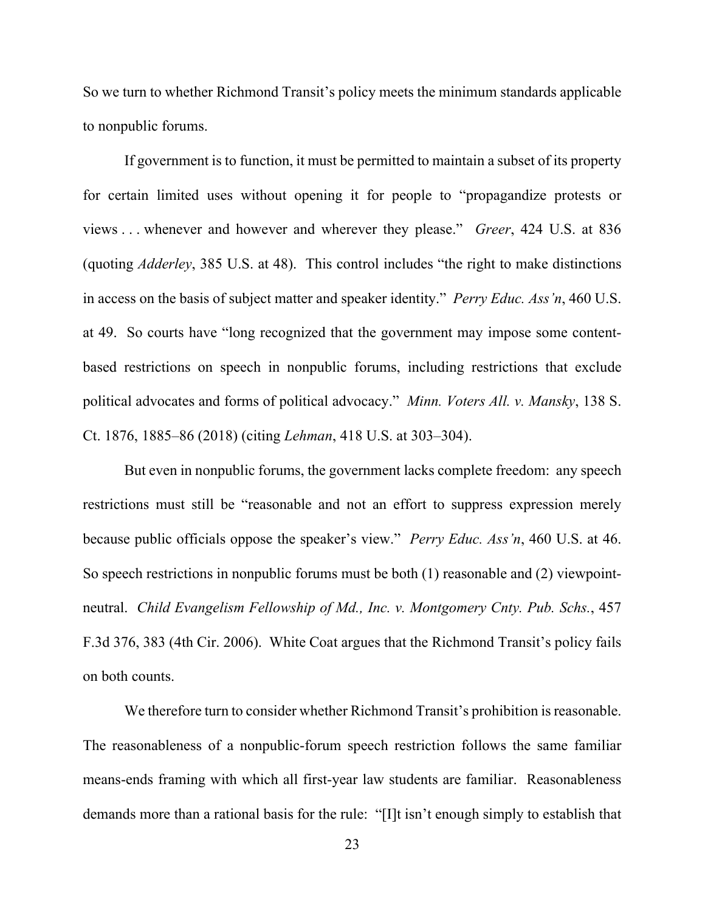So we turn to whether Richmond Transit's policy meets the minimum standards applicable to nonpublic forums.

If government is to function, it must be permitted to maintain a subset of its property for certain limited uses without opening it for people to "propagandize protests or views . . . whenever and however and wherever they please." *Greer*, 424 U.S. at 836 (quoting *Adderley*, 385 U.S. at 48). This control includes "the right to make distinctions in access on the basis of subject matter and speaker identity." *Perry Educ. Ass'n*, 460 U.S. at 49. So courts have "long recognized that the government may impose some content-based restrictions on speech in nonpublic forums, including restrictions that exclude political advocates and forms of political advocacy." *Minn. Voters All. v. Mansky*, 138 S. Ct. 1876, 1885–86 (2018) (citing *Lehman*, 418 U.S. at 303–304).

But even in nonpublic forums, the government lacks complete freedom: any speech restrictions must still be "reasonable and not an effort to suppress expression merely because public officials oppose the speaker's view." *Perry Educ. Ass'n*, 460 U.S. at 46. So speech restrictions in nonpublic forums must be both (1) reasonable and (2) viewpoint-neutral. *Child Evangelism Fellowship of Md., Inc. v. Montgomery Cnty. Pub. Schs.*, 457 F.3d 376, 383 (4th Cir. 2006). White Coat argues that the Richmond Transit's policy fails on both counts.

We therefore turn to consider whether Richmond Transit's prohibition is reasonable. The reasonableness of a nonpublic-forum speech restriction follows the same familiar means-ends framing with which all first-year law students are familiar. Reasonableness demands more than a rational basis for the rule: "[I]t isn't enough simply to establish that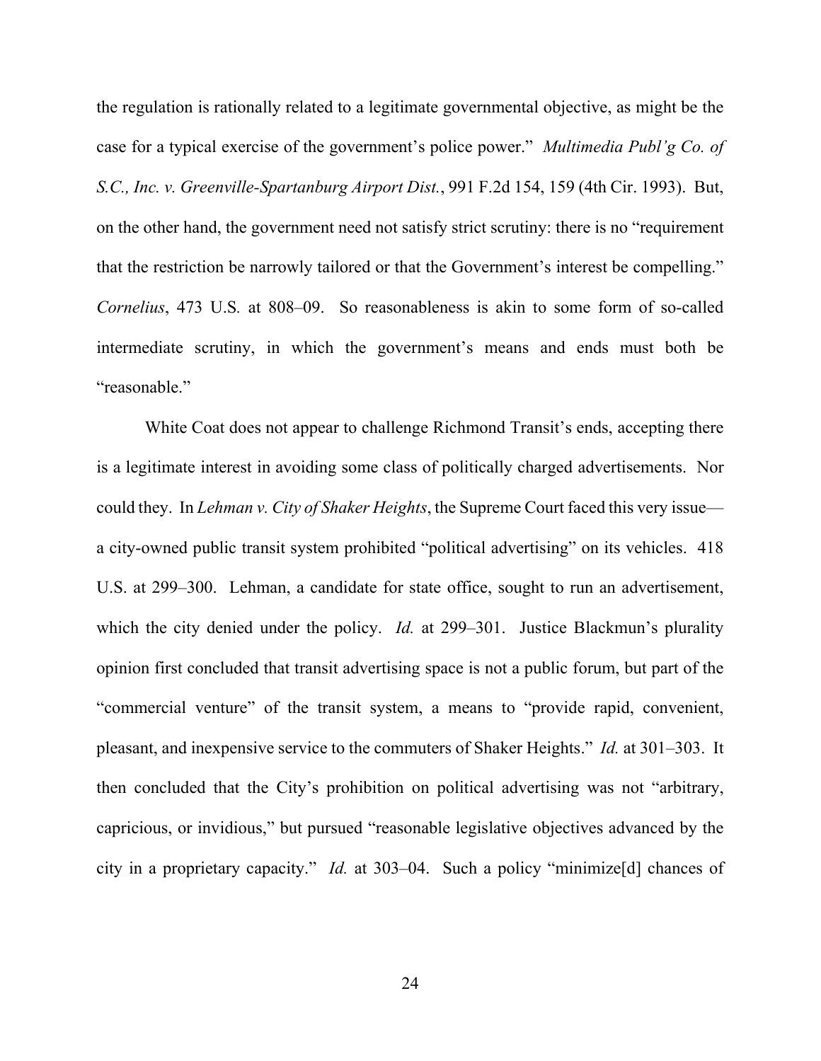the regulation is rationally related to a legitimate governmental objective, as might be the case for a typical exercise of the government's police power." *Multimedia Publ'g Co. of S.C., Inc. v. Greenville-Spartanburg Airport Dist.*, 991 F.2d 154, 159 (4th Cir. 1993). But, on the other hand, the government need not satisfy strict scrutiny: there is no "requirement that the restriction be narrowly tailored or that the Government's interest be compelling." *Cornelius*, 473 U.S. at 808–09. So reasonableness is akin to some form of so-called intermediate scrutiny, in which the government's means and ends must both be "reasonable."

White Coat does not appear to challenge Richmond Transit's ends, accepting there is a legitimate interest in avoiding some class of politically charged advertisements. Nor could they. In *Lehman v. City of Shaker Heights*, the Supreme Court faced this very issue—a city-owned public transit system prohibited "political advertising" on its vehicles. 418 U.S. at 299–300. Lehman, a candidate for state office, sought to run an advertisement, which the city denied under the policy. *Id.* at 299–301. Justice Blackmun's plurality opinion first concluded that transit advertising space is not a public forum, but part of the "commercial venture" of the transit system, a means to "provide rapid, convenient, pleasant, and inexpensive service to the commuters of Shaker Heights." *Id.* at 301–303. It then concluded that the City's prohibition on political advertising was not "arbitrary, capricious, or invidious," but pursued "reasonable legislative objectives advanced by the city in a proprietary capacity." *Id.* at 303–04. Such a policy "minimize[d] chances of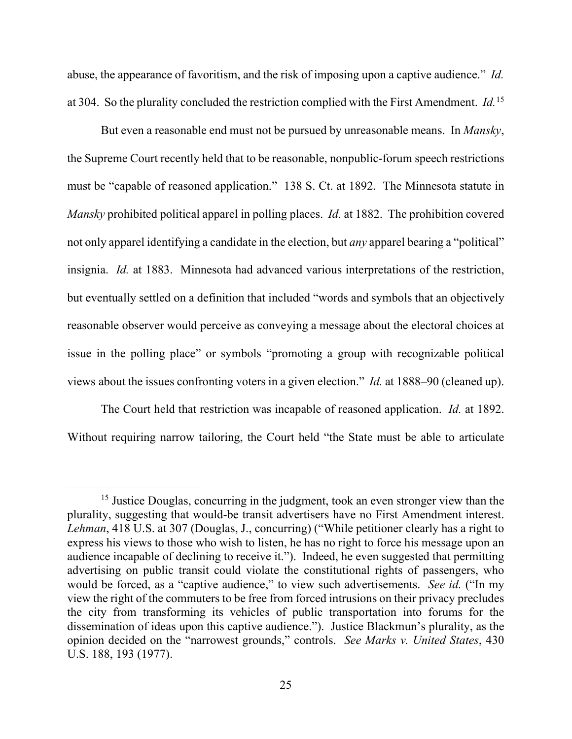abuse, the appearance of favoritism, and the risk of imposing upon a captive audience." *Id.* at 304. So the plurality concluded the restriction complied with the First Amendment. *Id.*[15]

But even a reasonable end must not be pursued by unreasonable means. In *Mansky*, the Supreme Court recently held that to be reasonable, nonpublic-forum speech restrictions must be "capable of reasoned application." 138 S. Ct. at 1892. The Minnesota statute in *Mansky* prohibited political apparel in polling places. *Id.* at 1882. The prohibition covered not only apparel identifying a candidate in the election, but *any* apparel bearing a "political" insignia. *Id.* at 1883. Minnesota had advanced various interpretations of the restriction, but eventually settled on a definition that included "words and symbols that an objectively reasonable observer would perceive as conveying a message about the electoral choices at issue in the polling place" or symbols "promoting a group with recognizable political views about the issues confronting voters in a given election." *Id.* at 1888–90 (cleaned up).

The Court held that restriction was incapable of reasoned application. *Id.* at 1892. Without requiring narrow tailoring, the Court held "the State must be able to articulate

---

[15] Justice Douglas, concurring in the judgment, took an even stronger view than the plurality, suggesting that would-be transit advertisers have no First Amendment interest. *Lehman*, 418 U.S. at 307 (Douglas, J., concurring) ("While petitioner clearly has a right to express his views to those who wish to listen, he has no right to force his message upon an audience incapable of declining to receive it."). Indeed, he even suggested that permitting advertising on public transit could violate the constitutional rights of passengers, who would be forced, as a "captive audience," to view such advertisements. *See id.* ("In my view the right of the commuters to be free from forced intrusions on their privacy precludes the city from transforming its vehicles of public transportation into forums for the dissemination of ideas upon this captive audience."). Justice Blackmun's plurality, as the opinion decided on the "narrowest grounds," controls. *See Marks v. United States*, 430 U.S. 188, 193 (1977).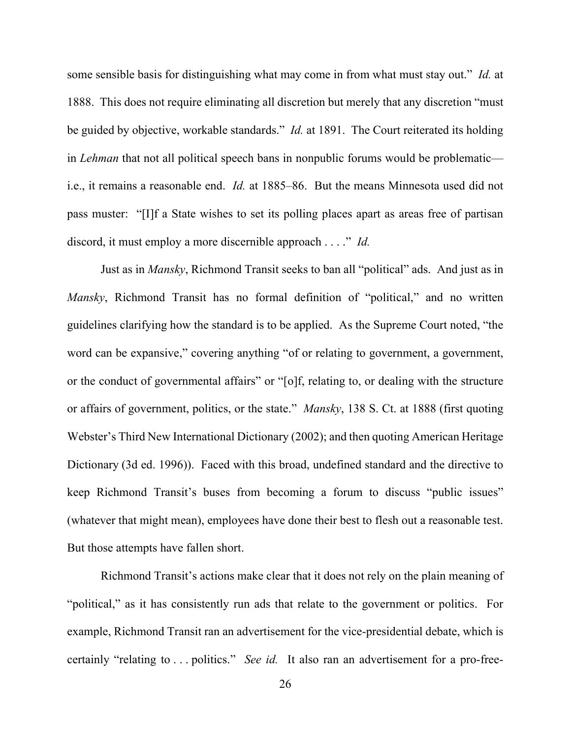some sensible basis for distinguishing what may come in from what must stay out." *Id.* at 1888. This does not require eliminating all discretion but merely that any discretion "must be guided by objective, workable standards." *Id.* at 1891. The Court reiterated its holding in *Lehman* that not all political speech bans in nonpublic forums would be problematic—i.e., it remains a reasonable end. *Id.* at 1885–86. But the means Minnesota used did not pass muster: "[I]f a State wishes to set its polling places apart as areas free of partisan discord, it must employ a more discernible approach . . . ." *Id.*

Just as in *Mansky*, Richmond Transit seeks to ban all "political" ads. And just as in *Mansky*, Richmond Transit has no formal definition of "political," and no written guidelines clarifying how the standard is to be applied. As the Supreme Court noted, "the word can be expansive," covering anything "of or relating to government, a government, or the conduct of governmental affairs" or "[o]f, relating to, or dealing with the structure or affairs of government, politics, or the state." *Mansky*, 138 S. Ct. at 1888 (first quoting Webster's Third New International Dictionary (2002); and then quoting American Heritage Dictionary (3d ed. 1996)). Faced with this broad, undefined standard and the directive to keep Richmond Transit's buses from becoming a forum to discuss "public issues" (whatever that might mean), employees have done their best to flesh out a reasonable test. But those attempts have fallen short.

Richmond Transit's actions make clear that it does not rely on the plain meaning of "political," as it has consistently run ads that relate to the government or politics. For example, Richmond Transit ran an advertisement for the vice-presidential debate, which is certainly "relating to . . . politics." *See id.* It also ran an advertisement for a pro-free-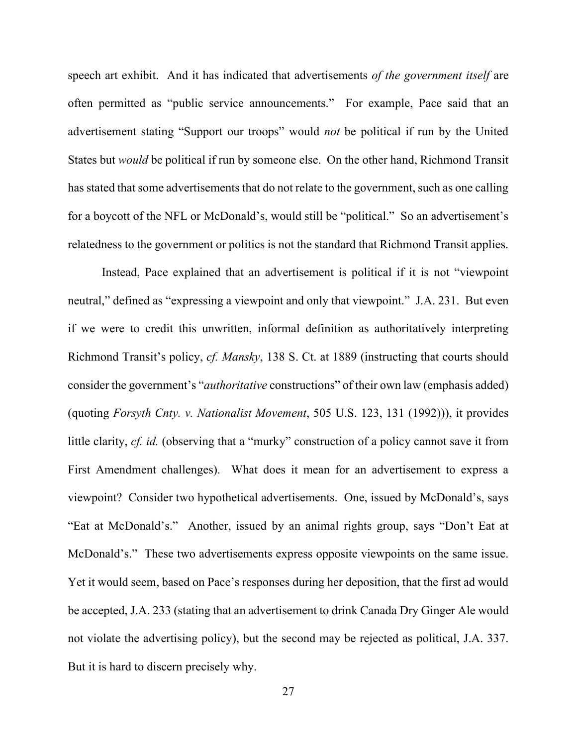speech art exhibit. And it has indicated that advertisements *of the government itself* are often permitted as "public service announcements." For example, Pace said that an advertisement stating "Support our troops" would *not* be political if run by the United States but *would* be political if run by someone else. On the other hand, Richmond Transit has stated that some advertisements that do not relate to the government, such as one calling for a boycott of the NFL or McDonald's, would still be "political." So an advertisement's relatedness to the government or politics is not the standard that Richmond Transit applies.

Instead, Pace explained that an advertisement is political if it is not "viewpoint neutral," defined as "expressing a viewpoint and only that viewpoint." J.A. 231. But even if we were to credit this unwritten, informal definition as authoritatively interpreting Richmond Transit's policy, *cf. Mansky*, 138 S. Ct. at 1889 (instructing that courts should consider the government's "*authoritative* constructions" of their own law (emphasis added) (quoting *Forsyth Cnty. v. Nationalist Movement*, 505 U.S. 123, 131 (1992))), it provides little clarity, *cf. id.* (observing that a "murky" construction of a policy cannot save it from First Amendment challenges). What does it mean for an advertisement to express a viewpoint? Consider two hypothetical advertisements. One, issued by McDonald's, says "Eat at McDonald's." Another, issued by an animal rights group, says "Don't Eat at McDonald's." These two advertisements express opposite viewpoints on the same issue. Yet it would seem, based on Pace's responses during her deposition, that the first ad would be accepted, J.A. 233 (stating that an advertisement to drink Canada Dry Ginger Ale would not violate the advertising policy), but the second may be rejected as political, J.A. 337. But it is hard to discern precisely why.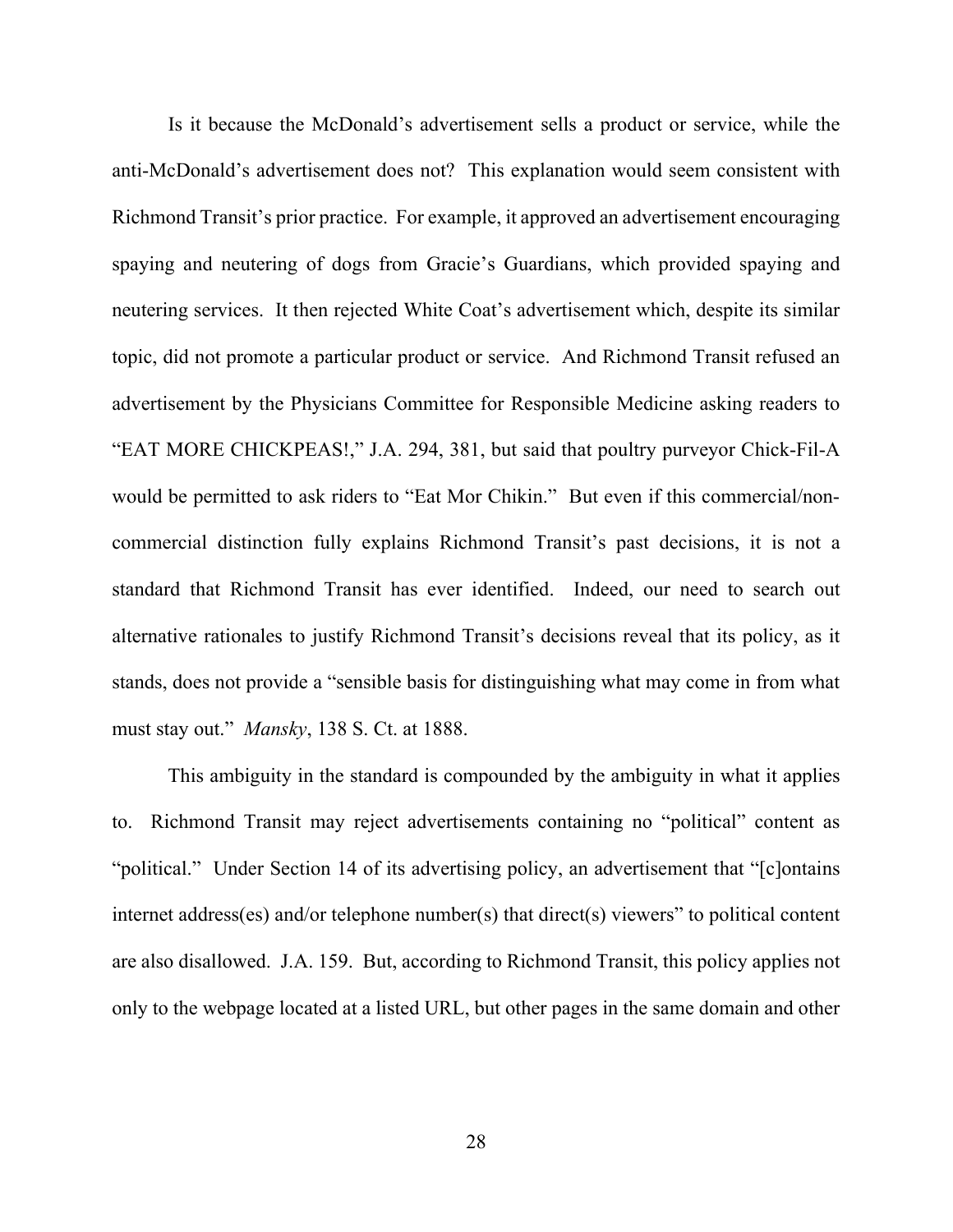Is it because the McDonald's advertisement sells a product or service, while the anti-McDonald's advertisement does not? This explanation would seem consistent with Richmond Transit's prior practice. For example, it approved an advertisement encouraging spaying and neutering of dogs from Gracie's Guardians, which provided spaying and neutering services. It then rejected White Coat's advertisement which, despite its similar topic, did not promote a particular product or service. And Richmond Transit refused an advertisement by the Physicians Committee for Responsible Medicine asking readers to "EAT MORE CHICKPEAS!," J.A. 294, 381, but said that poultry purveyor Chick-Fil-A would be permitted to ask riders to "Eat Mor Chikin." But even if this commercial/non-commercial distinction fully explains Richmond Transit's past decisions, it is not a standard that Richmond Transit has ever identified. Indeed, our need to search out alternative rationales to justify Richmond Transit's decisions reveal that its policy, as it stands, does not provide a "sensible basis for distinguishing what may come in from what must stay out." *Mansky*, 138 S. Ct. at 1888.

This ambiguity in the standard is compounded by the ambiguity in what it applies to. Richmond Transit may reject advertisements containing no "political" content as "political." Under Section 14 of its advertising policy, an advertisement that "[c]ontains internet address(es) and/or telephone number(s) that direct(s) viewers" to political content are also disallowed. J.A. 159. But, according to Richmond Transit, this policy applies not only to the webpage located at a listed URL, but other pages in the same domain and other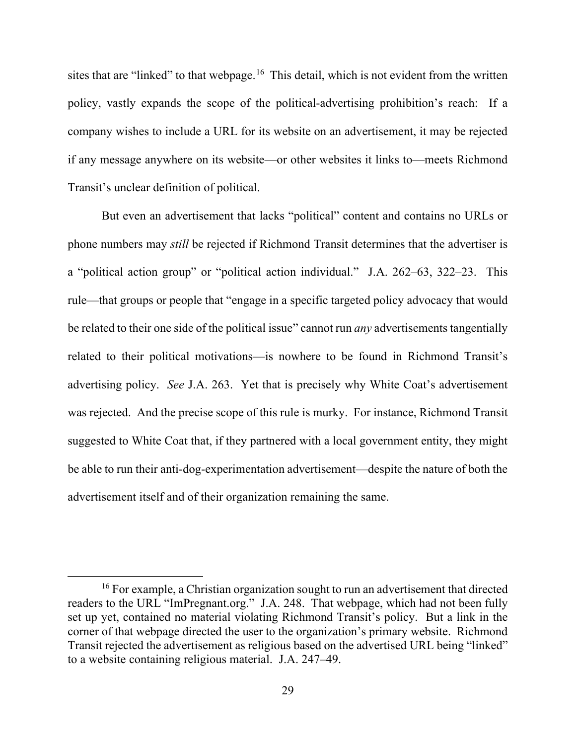sites that are "linked" to that webpage.[16] This detail, which is not evident from the written policy, vastly expands the scope of the political-advertising prohibition's reach: If a company wishes to include a URL for its website on an advertisement, it may be rejected if any message anywhere on its website—or other websites it links to—meets Richmond Transit's unclear definition of political.

But even an advertisement that lacks "political" content and contains no URLs or phone numbers may *still* be rejected if Richmond Transit determines that the advertiser is a "political action group" or "political action individual." J.A. 262–63, 322–23. This rule—that groups or people that "engage in a specific targeted policy advocacy that would be related to their one side of the political issue" cannot run *any* advertisements tangentially related to their political motivations—is nowhere to be found in Richmond Transit's advertising policy. *See* J.A. 263. Yet that is precisely why White Coat's advertisement was rejected. And the precise scope of this rule is murky. For instance, Richmond Transit suggested to White Coat that, if they partnered with a local government entity, they might be able to run their anti-dog-experimentation advertisement—despite the nature of both the advertisement itself and of their organization remaining the same.

[16] For example, a Christian organization sought to run an advertisement that directed readers to the URL "ImPregnant.org." J.A. 248. That webpage, which had not been fully set up yet, contained no material violating Richmond Transit's policy. But a link in the corner of that webpage directed the user to the organization's primary website. Richmond Transit rejected the advertisement as religious based on the advertised URL being "linked" to a website containing religious material. J.A. 247–49.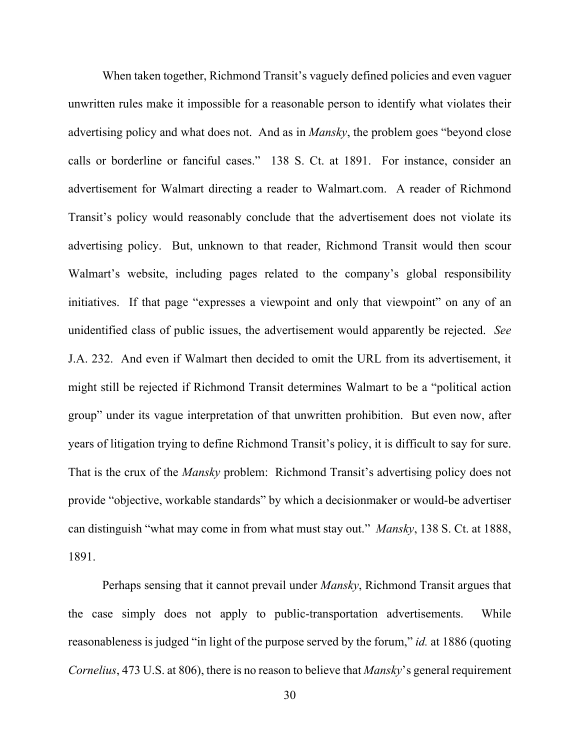When taken together, Richmond Transit's vaguely defined policies and even vaguer unwritten rules make it impossible for a reasonable person to identify what violates their advertising policy and what does not. And as in *Mansky*, the problem goes "beyond close calls or borderline or fanciful cases." 138 S. Ct. at 1891. For instance, consider an advertisement for Walmart directing a reader to Walmart.com. A reader of Richmond Transit's policy would reasonably conclude that the advertisement does not violate its advertising policy. But, unknown to that reader, Richmond Transit would then scour Walmart's website, including pages related to the company's global responsibility initiatives. If that page "expresses a viewpoint and only that viewpoint" on any of an unidentified class of public issues, the advertisement would apparently be rejected. *See* J.A. 232. And even if Walmart then decided to omit the URL from its advertisement, it might still be rejected if Richmond Transit determines Walmart to be a "political action group" under its vague interpretation of that unwritten prohibition. But even now, after years of litigation trying to define Richmond Transit's policy, it is difficult to say for sure. That is the crux of the *Mansky* problem: Richmond Transit's advertising policy does not provide "objective, workable standards" by which a decisionmaker or would-be advertiser can distinguish "what may come in from what must stay out." *Mansky*, 138 S. Ct. at 1888, 1891.

Perhaps sensing that it cannot prevail under *Mansky*, Richmond Transit argues that the case simply does not apply to public-transportation advertisements. While reasonableness is judged "in light of the purpose served by the forum," *id.* at 1886 (quoting *Cornelius*, 473 U.S. at 806), there is no reason to believe that *Mansky*'s general requirement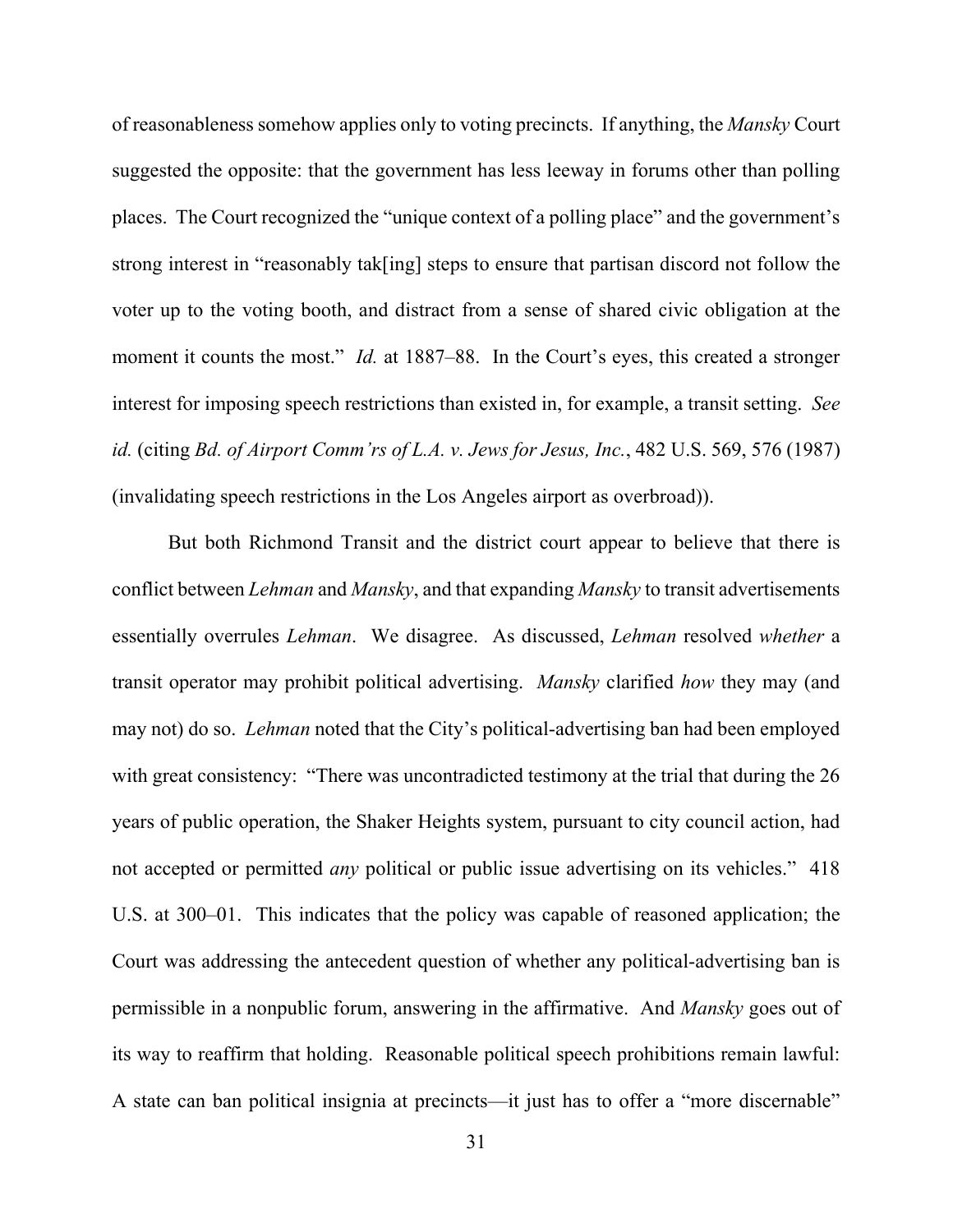of reasonableness somehow applies only to voting precincts. If anything, the *Mansky* Court suggested the opposite: that the government has less leeway in forums other than polling places. The Court recognized the "unique context of a polling place" and the government's strong interest in "reasonably tak[ing] steps to ensure that partisan discord not follow the voter up to the voting booth, and distract from a sense of shared civic obligation at the moment it counts the most." *Id.* at 1887–88. In the Court's eyes, this created a stronger interest for imposing speech restrictions than existed in, for example, a transit setting. *See id.* (citing *Bd. of Airport Comm'rs of L.A. v. Jews for Jesus, Inc.*, 482 U.S. 569, 576 (1987) (invalidating speech restrictions in the Los Angeles airport as overbroad)).

But both Richmond Transit and the district court appear to believe that there is conflict between *Lehman* and *Mansky*, and that expanding *Mansky* to transit advertisements essentially overrules *Lehman*. We disagree. As discussed, *Lehman* resolved *whether* a transit operator may prohibit political advertising. *Mansky* clarified *how* they may (and may not) do so. *Lehman* noted that the City's political-advertising ban had been employed with great consistency: "There was uncontradicted testimony at the trial that during the 26 years of public operation, the Shaker Heights system, pursuant to city council action, had not accepted or permitted *any* political or public issue advertising on its vehicles." 418 U.S. at 300–01. This indicates that the policy was capable of reasoned application; the Court was addressing the antecedent question of whether any political-advertising ban is permissible in a nonpublic forum, answering in the affirmative. And *Mansky* goes out of its way to reaffirm that holding. Reasonable political speech prohibitions remain lawful: A state can ban political insignia at precincts—it just has to offer a "more discernable"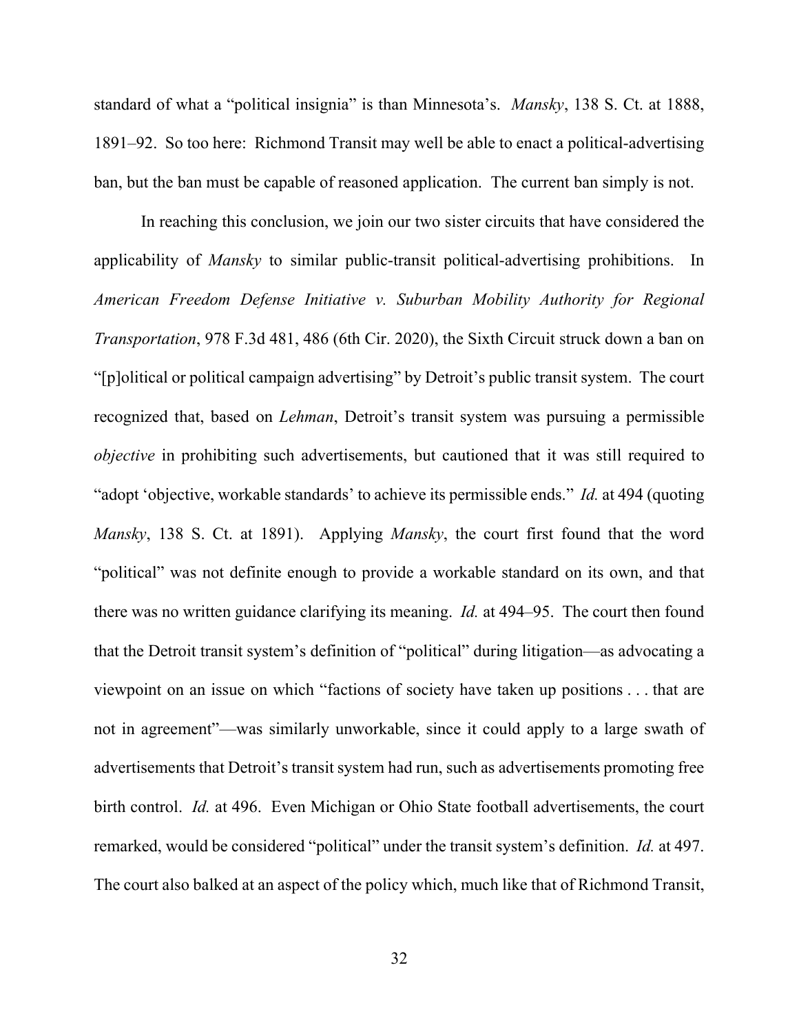standard of what a "political insignia" is than Minnesota's. *Mansky*, 138 S. Ct. at 1888, 1891–92. So too here: Richmond Transit may well be able to enact a political-advertising ban, but the ban must be capable of reasoned application. The current ban simply is not.

In reaching this conclusion, we join our two sister circuits that have considered the applicability of *Mansky* to similar public-transit political-advertising prohibitions. In *American Freedom Defense Initiative v. Suburban Mobility Authority for Regional Transportation*, 978 F.3d 481, 486 (6th Cir. 2020), the Sixth Circuit struck down a ban on "[p]olitical or political campaign advertising" by Detroit's public transit system. The court recognized that, based on *Lehman*, Detroit's transit system was pursuing a permissible *objective* in prohibiting such advertisements, but cautioned that it was still required to "adopt 'objective, workable standards' to achieve its permissible ends." *Id.* at 494 (quoting *Mansky*, 138 S. Ct. at 1891). Applying *Mansky*, the court first found that the word "political" was not definite enough to provide a workable standard on its own, and that there was no written guidance clarifying its meaning. *Id.* at 494–95. The court then found that the Detroit transit system's definition of "political" during litigation—as advocating a viewpoint on an issue on which "factions of society have taken up positions . . . that are not in agreement"—was similarly unworkable, since it could apply to a large swath of advertisements that Detroit's transit system had run, such as advertisements promoting free birth control. *Id.* at 496. Even Michigan or Ohio State football advertisements, the court remarked, would be considered "political" under the transit system's definition. *Id.* at 497. The court also balked at an aspect of the policy which, much like that of Richmond Transit,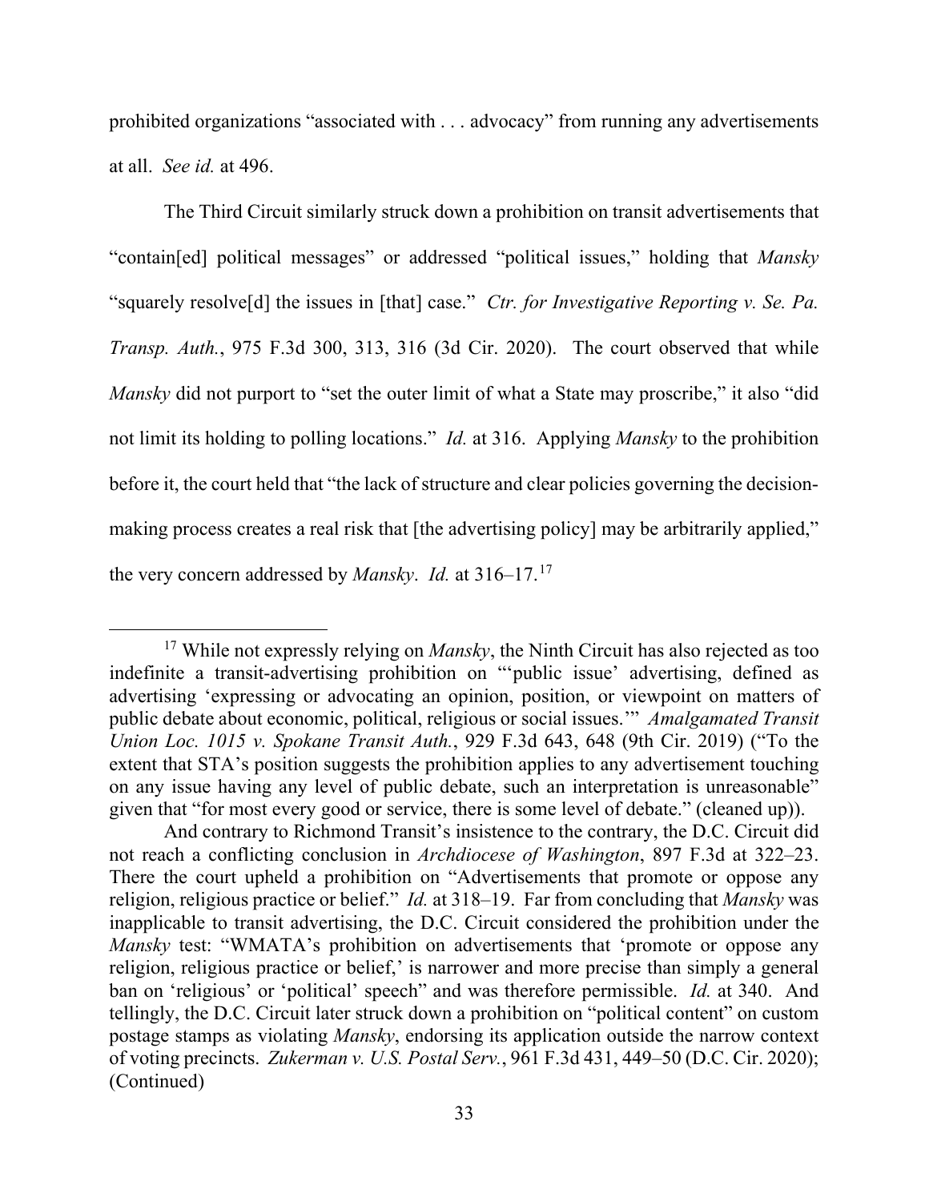prohibited organizations "associated with . . . advocacy" from running any advertisements at all. *See id.* at 496.

The Third Circuit similarly struck down a prohibition on transit advertisements that "contain[ed] political messages" or addressed "political issues," holding that *Mansky* "squarely resolve[d] the issues in [that] case." *Ctr. for Investigative Reporting v. Se. Pa. Transp. Auth.*, 975 F.3d 300, 313, 316 (3d Cir. 2020). The court observed that while *Mansky* did not purport to "set the outer limit of what a State may proscribe," it also "did not limit its holding to polling locations." *Id.* at 316. Applying *Mansky* to the prohibition before it, the court held that "the lack of structure and clear policies governing the decision-making process creates a real risk that [the advertising policy] may be arbitrarily applied," the very concern addressed by *Mansky*. *Id.* at 316–17.[17]

---

[17] While not expressly relying on *Mansky*, the Ninth Circuit has also rejected as too indefinite a transit-advertising prohibition on "'public issue' advertising, defined as advertising 'expressing or advocating an opinion, position, or viewpoint on matters of public debate about economic, political, religious or social issues.'" *Amalgamated Transit Union Loc. 1015 v. Spokane Transit Auth.*, 929 F.3d 643, 648 (9th Cir. 2019) ("To the extent that STA's position suggests the prohibition applies to any advertisement touching on any issue having any level of public debate, such an interpretation is unreasonable" given that "for most every good or service, there is some level of debate." (cleaned up)).

And contrary to Richmond Transit's insistence to the contrary, the D.C. Circuit did not reach a conflicting conclusion in *Archdiocese of Washington*, 897 F.3d at 322–23. There the court upheld a prohibition on "Advertisements that promote or oppose any religion, religious practice or belief." *Id.* at 318–19. Far from concluding that *Mansky* was inapplicable to transit advertising, the D.C. Circuit considered the prohibition under the *Mansky* test: "WMATA's prohibition on advertisements that 'promote or oppose any religion, religious practice or belief,' is narrower and more precise than simply a general ban on 'religious' or 'political' speech" and was therefore permissible. *Id.* at 340. And tellingly, the D.C. Circuit later struck down a prohibition on "political content" on custom postage stamps as violating *Mansky*, endorsing its application outside the narrow context of voting precincts. *Zukerman v. U.S. Postal Serv.*, 961 F.3d 431, 449–50 (D.C. Cir. 2020); (Continued)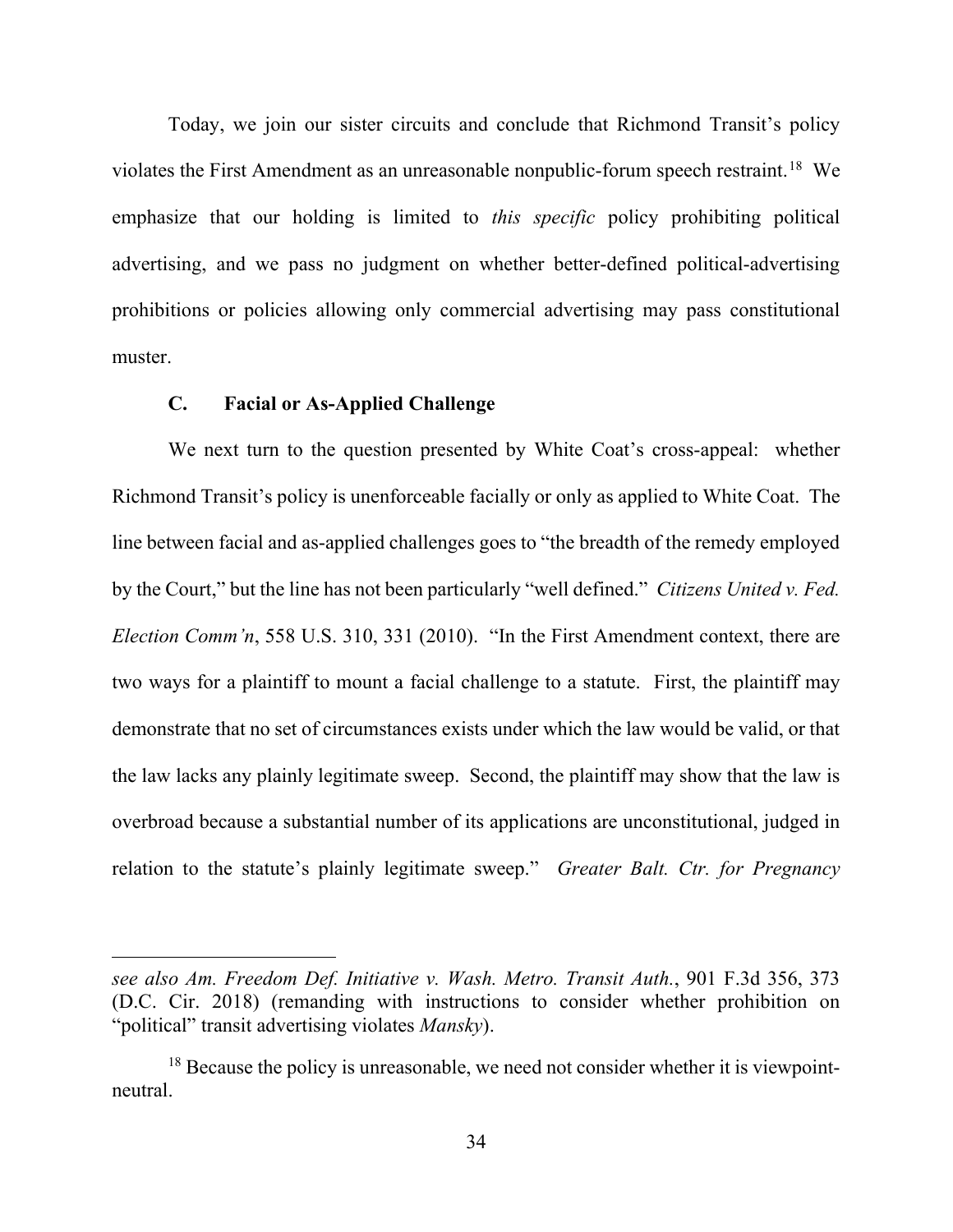Today, we join our sister circuits and conclude that Richmond Transit's policy violates the First Amendment as an unreasonable nonpublic-forum speech restraint.[18] We emphasize that our holding is limited to *this specific* policy prohibiting political advertising, and we pass no judgment on whether better-defined political-advertising prohibitions or policies allowing only commercial advertising may pass constitutional muster.

### C. Facial or As-Applied Challenge

We next turn to the question presented by White Coat's cross-appeal: whether Richmond Transit's policy is unenforceable facially or only as applied to White Coat. The line between facial and as-applied challenges goes to "the breadth of the remedy employed by the Court," but the line has not been particularly "well defined." *Citizens United v. Fed. Election Comm'n*, 558 U.S. 310, 331 (2010). "In the First Amendment context, there are two ways for a plaintiff to mount a facial challenge to a statute. First, the plaintiff may demonstrate that no set of circumstances exists under which the law would be valid, or that the law lacks any plainly legitimate sweep. Second, the plaintiff may show that the law is overbroad because a substantial number of its applications are unconstitutional, judged in relation to the statute's plainly legitimate sweep." *Greater Balt. Ctr. for Pregnancy*

---

*see also Am. Freedom Def. Initiative v. Wash. Metro. Transit Auth.*, 901 F.3d 356, 373 (D.C. Cir. 2018) (remanding with instructions to consider whether prohibition on "political" transit advertising violates *Mansky*).

[18] Because the policy is unreasonable, we need not consider whether it is viewpoint-neutral.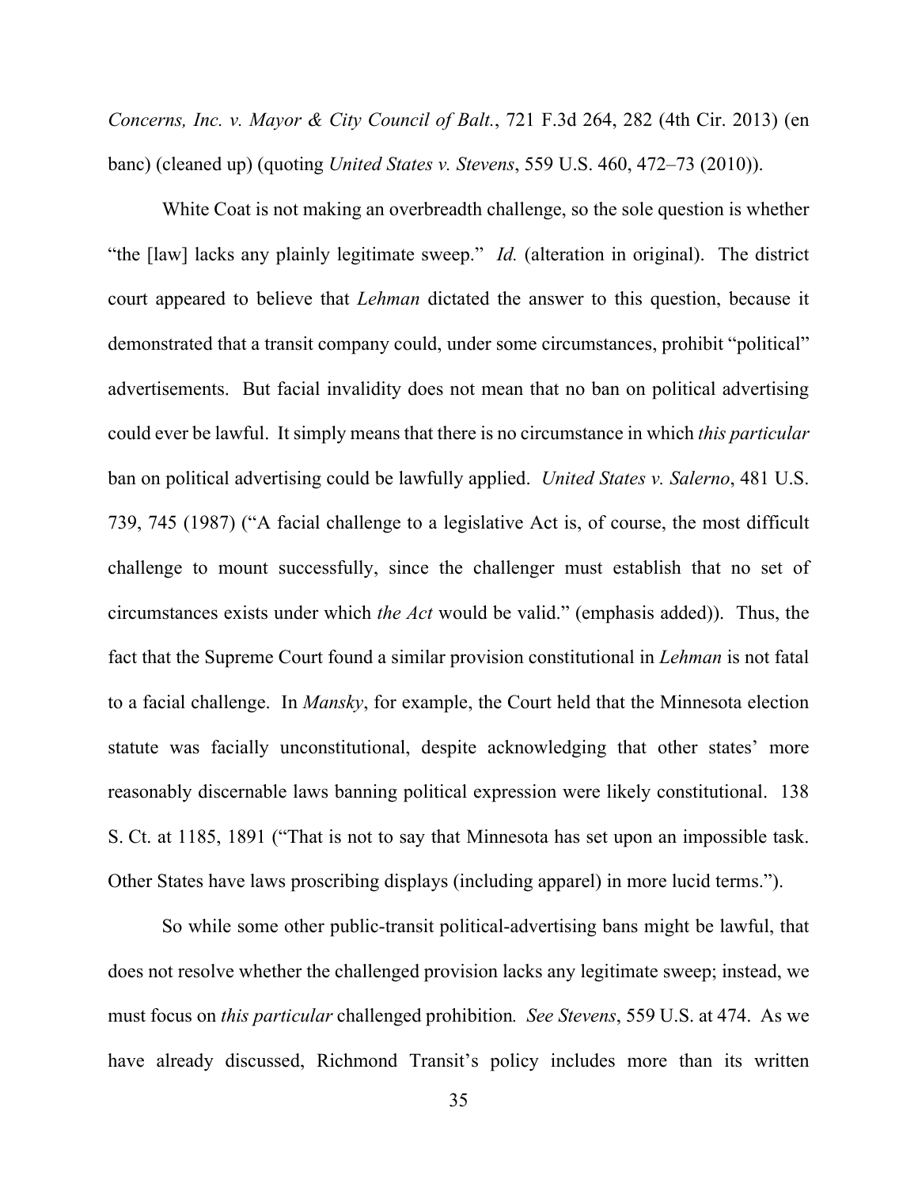*Concerns, Inc. v. Mayor & City Council of Balt.*, 721 F.3d 264, 282 (4th Cir. 2013) (en banc) (cleaned up) (quoting *United States v. Stevens*, 559 U.S. 460, 472–73 (2010)).

White Coat is not making an overbreadth challenge, so the sole question is whether "the [law] lacks any plainly legitimate sweep." *Id.* (alteration in original). The district court appeared to believe that *Lehman* dictated the answer to this question, because it demonstrated that a transit company could, under some circumstances, prohibit "political" advertisements. But facial invalidity does not mean that no ban on political advertising could ever be lawful. It simply means that there is no circumstance in which *this particular* ban on political advertising could be lawfully applied. *United States v. Salerno*, 481 U.S. 739, 745 (1987) ("A facial challenge to a legislative Act is, of course, the most difficult challenge to mount successfully, since the challenger must establish that no set of circumstances exists under which *the Act* would be valid." (emphasis added)). Thus, the fact that the Supreme Court found a similar provision constitutional in *Lehman* is not fatal to a facial challenge. In *Mansky*, for example, the Court held that the Minnesota election statute was facially unconstitutional, despite acknowledging that other states' more reasonably discernable laws banning political expression were likely constitutional. 138 S. Ct. at 1185, 1891 ("That is not to say that Minnesota has set upon an impossible task. Other States have laws proscribing displays (including apparel) in more lucid terms.").

So while some other public-transit political-advertising bans might be lawful, that does not resolve whether the challenged provision lacks any legitimate sweep; instead, we must focus on *this particular* challenged prohibition*. See Stevens*, 559 U.S. at 474. As we have already discussed, Richmond Transit's policy includes more than its written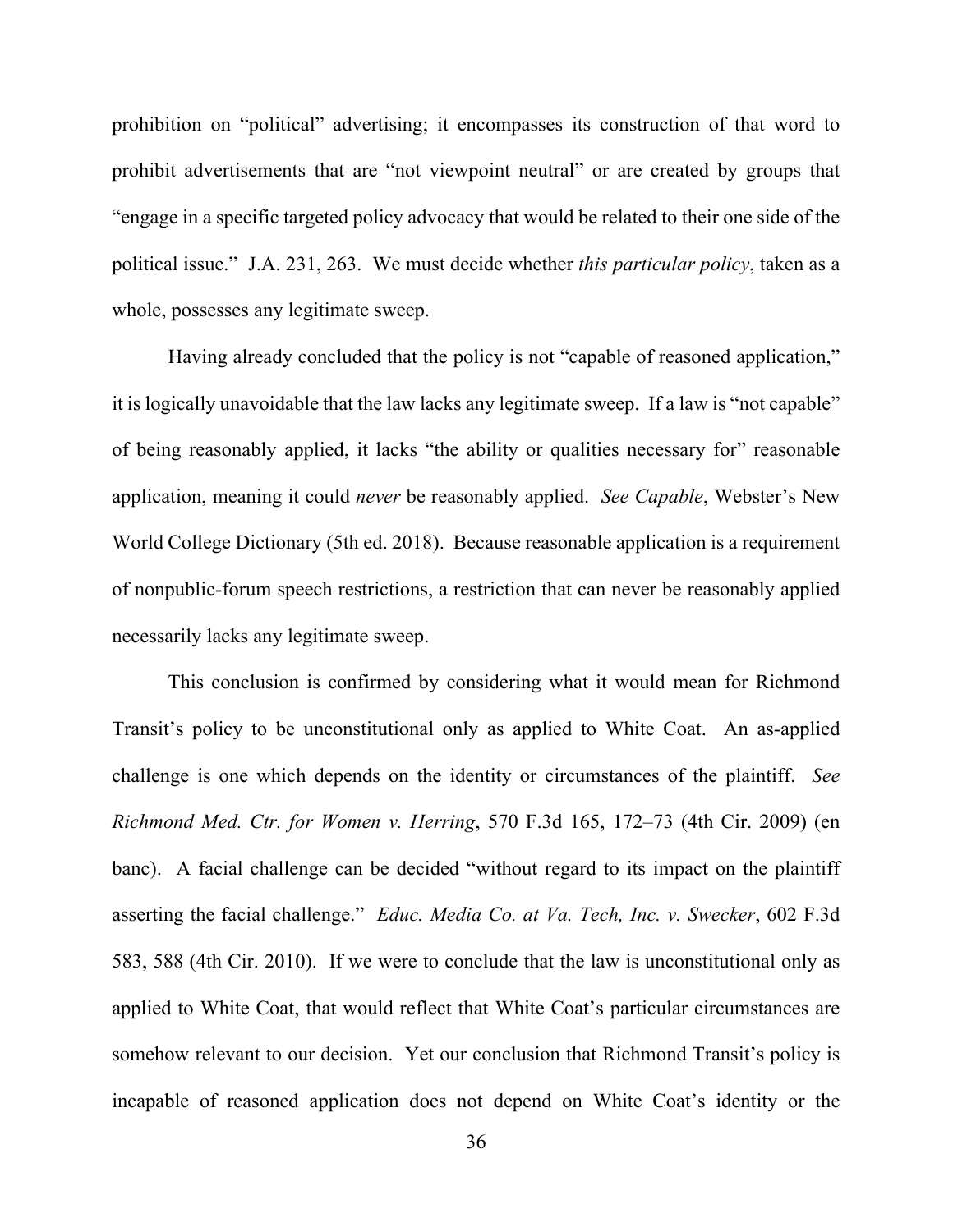prohibition on "political" advertising; it encompasses its construction of that word to prohibit advertisements that are "not viewpoint neutral" or are created by groups that "engage in a specific targeted policy advocacy that would be related to their one side of the political issue." J.A. 231, 263. We must decide whether *this particular policy*, taken as a whole, possesses any legitimate sweep.

Having already concluded that the policy is not "capable of reasoned application," it is logically unavoidable that the law lacks any legitimate sweep. If a law is "not capable" of being reasonably applied, it lacks "the ability or qualities necessary for" reasonable application, meaning it could *never* be reasonably applied. *See Capable*, Webster's New World College Dictionary (5th ed. 2018). Because reasonable application is a requirement of nonpublic-forum speech restrictions, a restriction that can never be reasonably applied necessarily lacks any legitimate sweep.

This conclusion is confirmed by considering what it would mean for Richmond Transit's policy to be unconstitutional only as applied to White Coat. An as-applied challenge is one which depends on the identity or circumstances of the plaintiff. *See Richmond Med. Ctr. for Women v. Herring*, 570 F.3d 165, 172–73 (4th Cir. 2009) (en banc). A facial challenge can be decided "without regard to its impact on the plaintiff asserting the facial challenge." *Educ. Media Co. at Va. Tech, Inc. v. Swecker*, 602 F.3d 583, 588 (4th Cir. 2010). If we were to conclude that the law is unconstitutional only as applied to White Coat, that would reflect that White Coat's particular circumstances are somehow relevant to our decision. Yet our conclusion that Richmond Transit's policy is incapable of reasoned application does not depend on White Coat's identity or the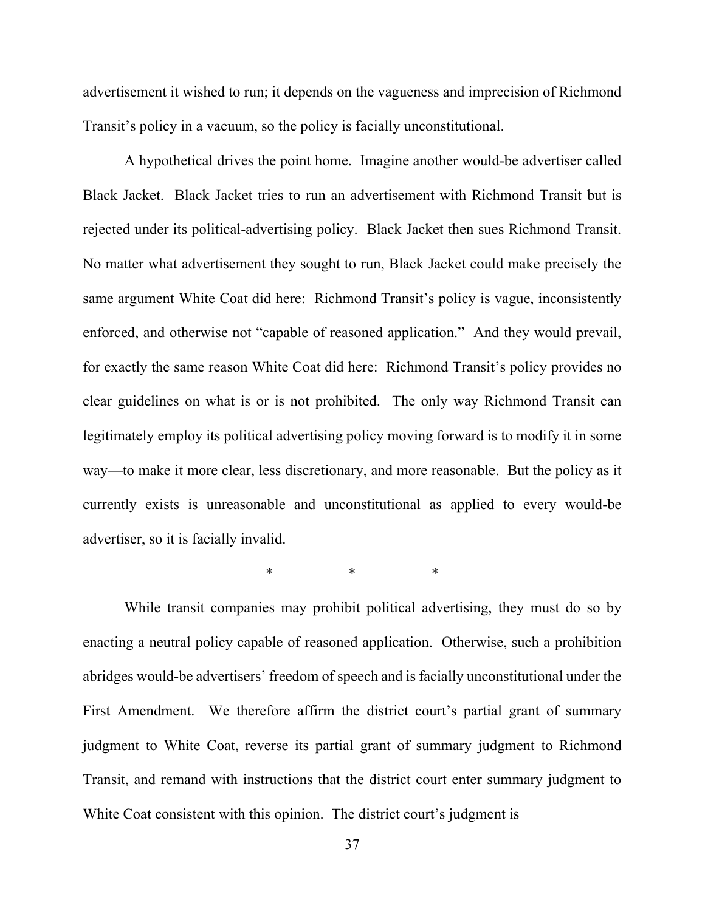advertisement it wished to run; it depends on the vagueness and imprecision of Richmond Transit's policy in a vacuum, so the policy is facially unconstitutional.

A hypothetical drives the point home. Imagine another would-be advertiser called Black Jacket. Black Jacket tries to run an advertisement with Richmond Transit but is rejected under its political-advertising policy. Black Jacket then sues Richmond Transit. No matter what advertisement they sought to run, Black Jacket could make precisely the same argument White Coat did here: Richmond Transit's policy is vague, inconsistently enforced, and otherwise not "capable of reasoned application." And they would prevail, for exactly the same reason White Coat did here: Richmond Transit's policy provides no clear guidelines on what is or is not prohibited. The only way Richmond Transit can legitimately employ its political advertising policy moving forward is to modify it in some way—to make it more clear, less discretionary, and more reasonable. But the policy as it currently exists is unreasonable and unconstitutional as applied to every would-be advertiser, so it is facially invalid.

\* \* \*

While transit companies may prohibit political advertising, they must do so by enacting a neutral policy capable of reasoned application. Otherwise, such a prohibition abridges would-be advertisers' freedom of speech and is facially unconstitutional under the First Amendment. We therefore affirm the district court's partial grant of summary judgment to White Coat, reverse its partial grant of summary judgment to Richmond Transit, and remand with instructions that the district court enter summary judgment to White Coat consistent with this opinion. The district court's judgment is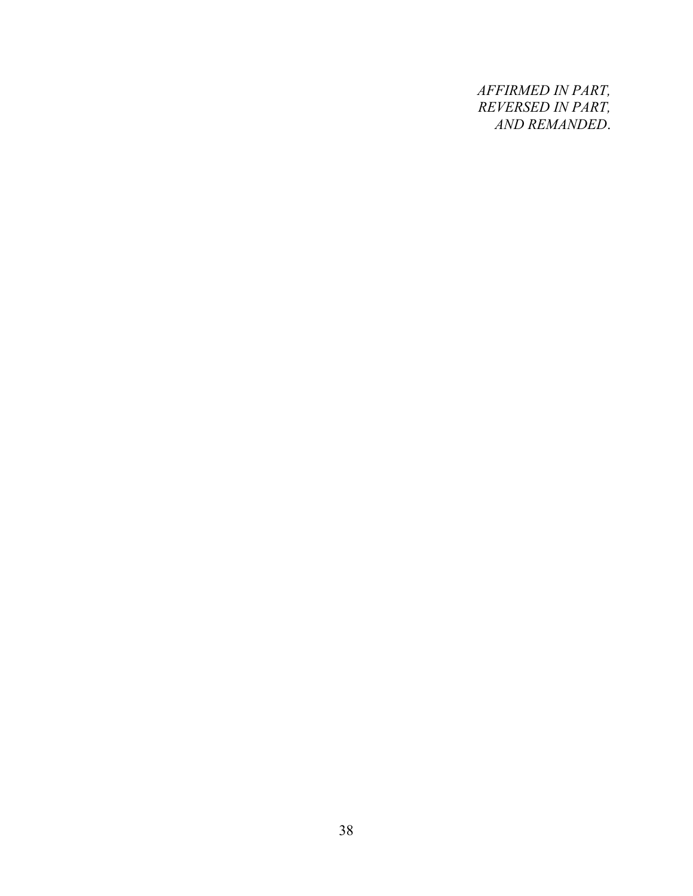*AFFIRMED IN PART,*
*REVERSED IN PART,*
*AND REMANDED*.